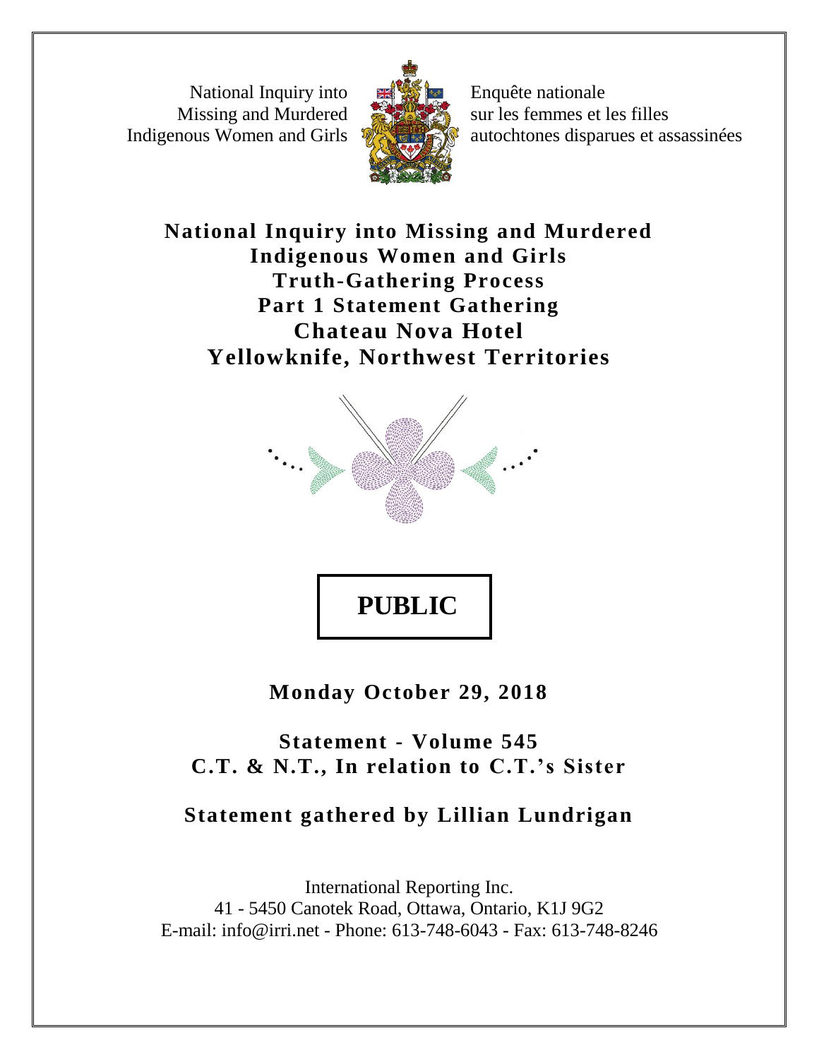National Inquiry into Missing and Murdered Indigenous Women and Girls

Enquête nationale sur les femmes et les filles autochtones disparues et assassinées

# National Inquiry into Missing and Murdered Indigenous Women and Girls
# Truth-Gathering Process
# Part 1 Statement Gathering
# Chateau Nova Hotel
# Yellowknife, Northwest Territories

**PUBLIC**

**Monday October 29, 2018**

**Statement - Volume 545**
**C.T. & N.T., In relation to C.T.'s Sister**

**Statement gathered by Lillian Lundrigan**

International Reporting Inc.
41 - 5450 Canotek Road, Ottawa, Ontario, K1J 9G2
E-mail: info@irri.net - Phone: 613-748-6043 - Fax: 613-748-8246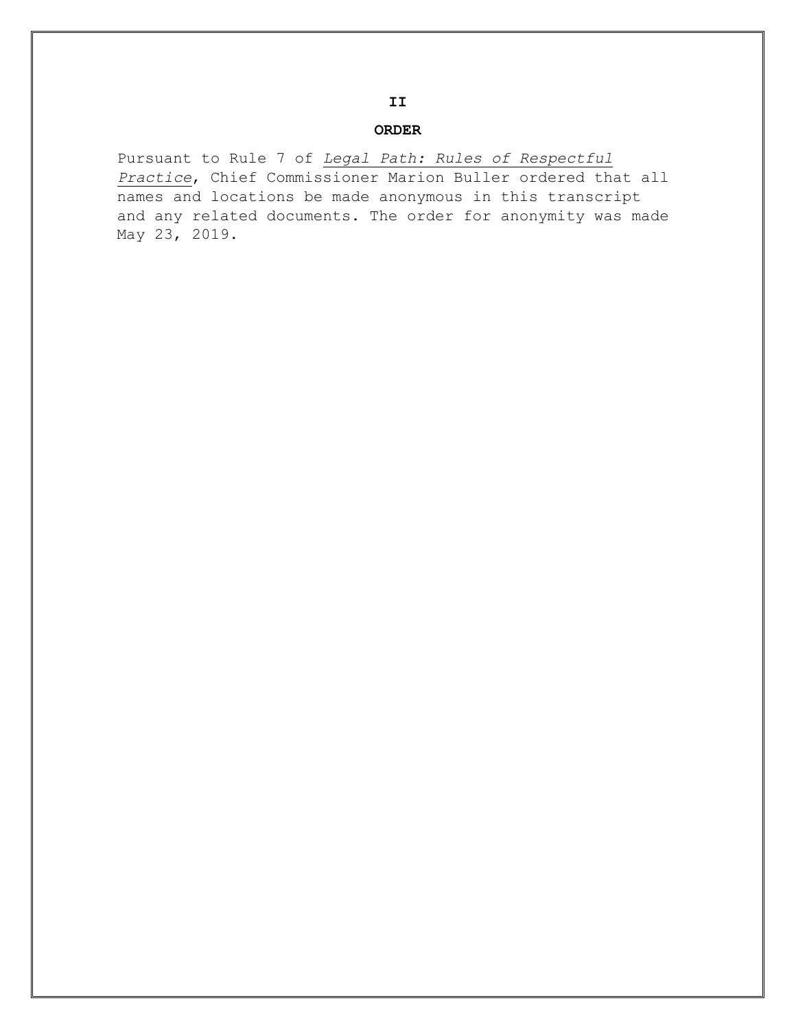## II

## ORDER

Pursuant to Rule 7 of _Legal Path: Rules of Respectful Practice_, Chief Commissioner Marion Buller ordered that all names and locations be made anonymous in this transcript and any related documents. The order for anonymity was made May 23, 2019.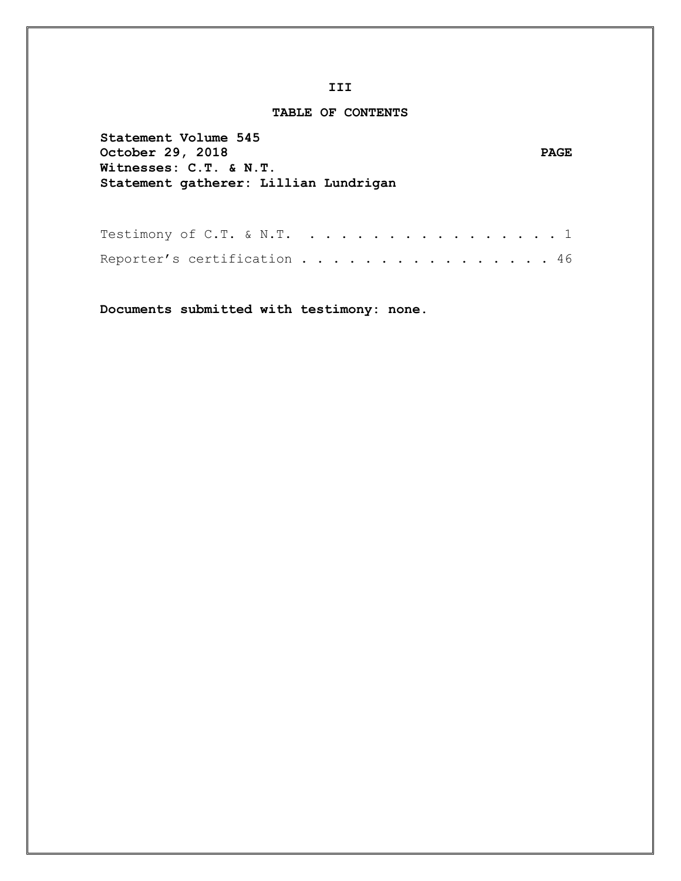III

# TABLE OF CONTENTS

**Statement Volume 545**
**October 29, 2018**
**Witnesses: C.T. & N.T.**
**Statement gatherer: Lillian Lundrigan**

| | PAGE |
|---|---|
| Testimony of C.T. & N.T. | 1 |
| Reporter's certification | 46 |

**Documents submitted with testimony: none.**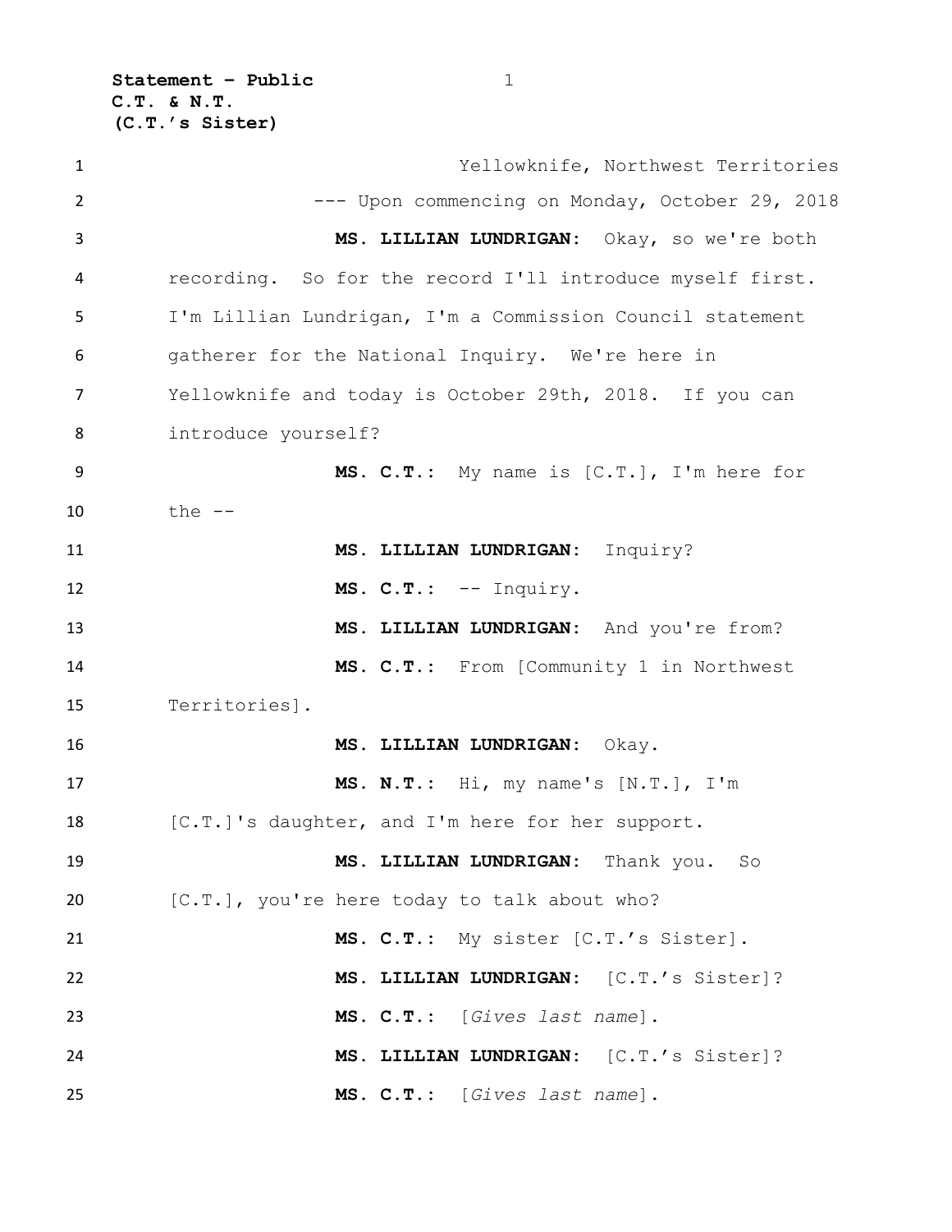Yellowknife, Northwest Territories

--- Upon commencing on Monday, October 29, 2018

**MS. LILLIAN LUNDRIGAN:** Okay, so we're both recording. So for the record I'll introduce myself first. I'm Lillian Lundrigan, I'm a Commission Council statement gatherer for the National Inquiry. We're here in Yellowknife and today is October 29th, 2018. If you can introduce yourself?

**MS. C.T.:** My name is [C.T.], I'm here for the --

**MS. LILLIAN LUNDRIGAN:** Inquiry?

**MS. C.T.:** -- Inquiry.

**MS. LILLIAN LUNDRIGAN:** And you're from?

**MS. C.T.:** From [Community 1 in Northwest Territories].

**MS. LILLIAN LUNDRIGAN:** Okay.

**MS. N.T.:** Hi, my name's [N.T.], I'm [C.T.]'s daughter, and I'm here for her support.

**MS. LILLIAN LUNDRIGAN:** Thank you. So [C.T.], you're here today to talk about who?

**MS. C.T.:** My sister [C.T.'s Sister].

**MS. LILLIAN LUNDRIGAN:** [C.T.'s Sister]?

**MS. C.T.:** [*Gives last name*].

**MS. LILLIAN LUNDRIGAN:** [C.T.'s Sister]?

**MS. C.T.:** [*Gives last name*].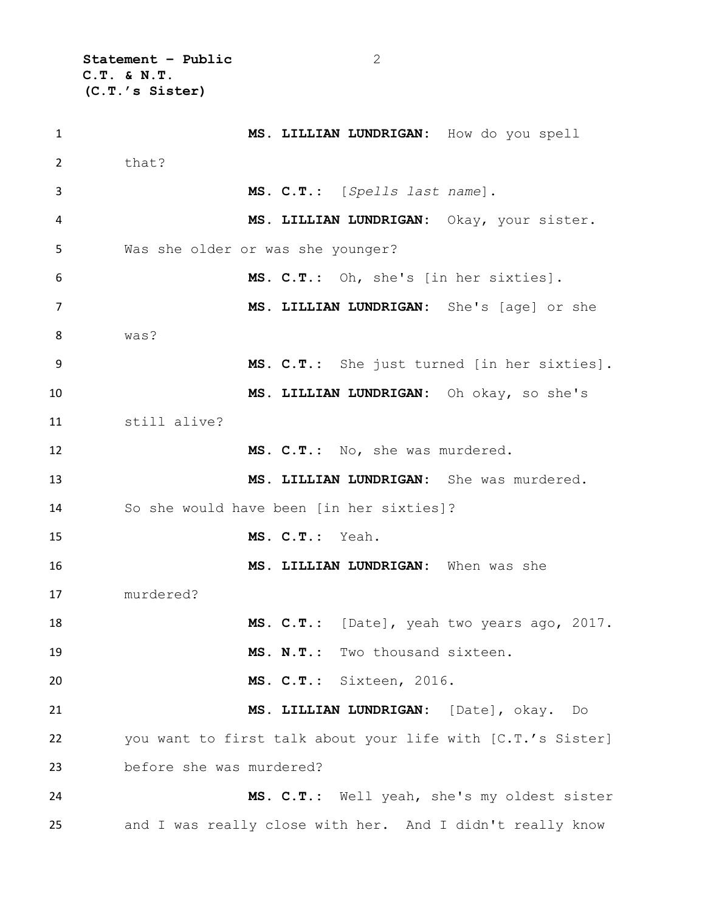**MS. LILLIAN LUNDRIGAN:** How do you spell that?

**MS. C.T.:** [*Spells last name*].

**MS. LILLIAN LUNDRIGAN:** Okay, your sister. Was she older or was she younger?

**MS. C.T.:** Oh, she's [in her sixties].

**MS. LILLIAN LUNDRIGAN:** She's [age] or she was?

**MS. C.T.:** She just turned [in her sixties].

**MS. LILLIAN LUNDRIGAN:** Oh okay, so she's still alive?

**MS. C.T.:** No, she was murdered.

**MS. LILLIAN LUNDRIGAN:** She was murdered. So she would have been [in her sixties]?

**MS. C.T.:** Yeah.

**MS. LILLIAN LUNDRIGAN:** When was she murdered?

**MS. C.T.:** [Date], yeah two years ago, 2017.

**MS. N.T.:** Two thousand sixteen.

**MS. C.T.:** Sixteen, 2016.

**MS. LILLIAN LUNDRIGAN:** [Date], okay. Do you want to first talk about your life with [C.T.'s Sister] before she was murdered?

**MS. C.T.:** Well yeah, she's my oldest sister and I was really close with her. And I didn't really know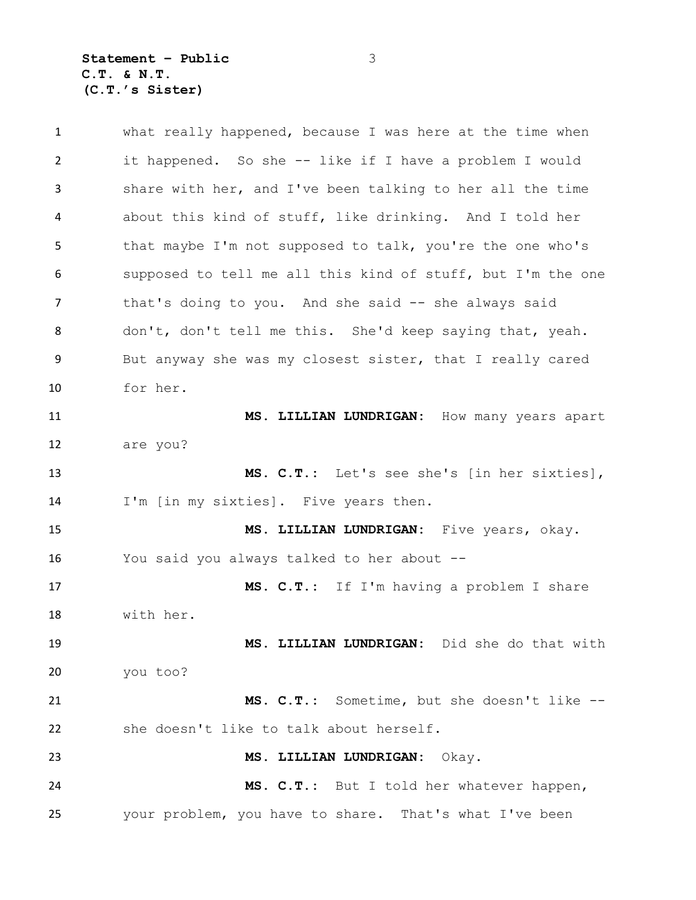what really happened, because I was here at the time when it happened. So she -- like if I have a problem I would share with her, and I've been talking to her all the time about this kind of stuff, like drinking. And I told her that maybe I'm not supposed to talk, you're the one who's supposed to tell me all this kind of stuff, but I'm the one that's doing to you. And she said -- she always said don't, don't tell me this. She'd keep saying that, yeah. But anyway she was my closest sister, that I really cared for her.

**MS. LILLIAN LUNDRIGAN:** How many years apart are you?

**MS. C.T.:** Let's see she's [in her sixties], I'm [in my sixties]. Five years then.

**MS. LILLIAN LUNDRIGAN:** Five years, okay. You said you always talked to her about --

**MS. C.T.:** If I'm having a problem I share with her.

**MS. LILLIAN LUNDRIGAN:** Did she do that with you too?

**MS. C.T.:** Sometime, but she doesn't like -- she doesn't like to talk about herself.

**MS. LILLIAN LUNDRIGAN:** Okay.

**MS. C.T.:** But I told her whatever happen, your problem, you have to share. That's what I've been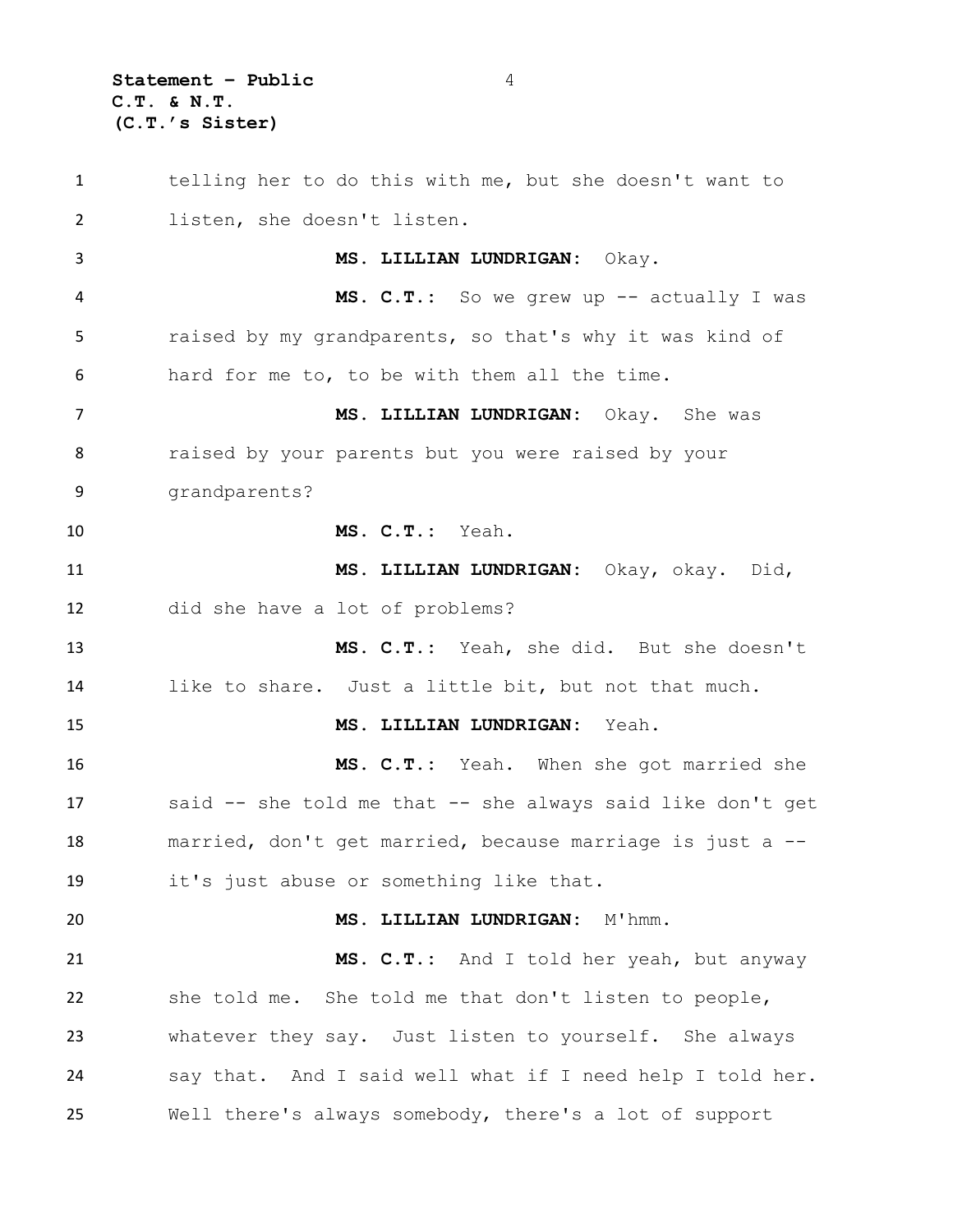telling her to do this with me, but she doesn't want to listen, she doesn't listen.

**MS. LILLIAN LUNDRIGAN:** Okay.

**MS. C.T.:** So we grew up -- actually I was raised by my grandparents, so that's why it was kind of hard for me to, to be with them all the time.

**MS. LILLIAN LUNDRIGAN:** Okay. She was raised by your parents but you were raised by your grandparents?

**MS. C.T.:** Yeah.

**MS. LILLIAN LUNDRIGAN:** Okay, okay. Did, did she have a lot of problems?

**MS. C.T.:** Yeah, she did. But she doesn't like to share. Just a little bit, but not that much.

**MS. LILLIAN LUNDRIGAN:** Yeah.

**MS. C.T.:** Yeah. When she got married she said -- she told me that -- she always said like don't get married, don't get married, because marriage is just a -- it's just abuse or something like that.

**MS. LILLIAN LUNDRIGAN:** M'hmm.

**MS. C.T.:** And I told her yeah, but anyway she told me. She told me that don't listen to people, whatever they say. Just listen to yourself. She always say that. And I said well what if I need help I told her. Well there's always somebody, there's a lot of support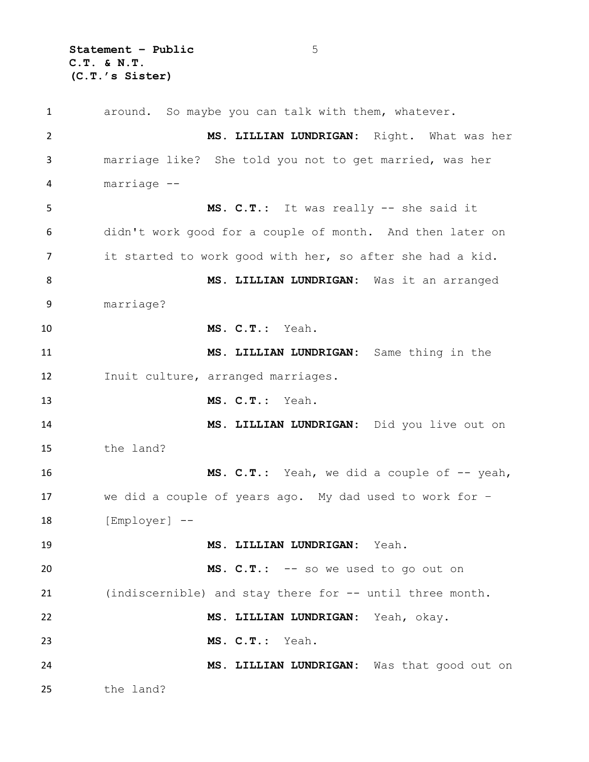around. So maybe you can talk with them, whatever.

**MS. LILLIAN LUNDRIGAN:** Right. What was her marriage like? She told you not to get married, was her marriage --

**MS. C.T.:** It was really -- she said it didn't work good for a couple of month. And then later on it started to work good with her, so after she had a kid.

**MS. LILLIAN LUNDRIGAN:** Was it an arranged marriage?

**MS. C.T.:** Yeah.

**MS. LILLIAN LUNDRIGAN:** Same thing in the Inuit culture, arranged marriages.

**MS. C.T.:** Yeah.

**MS. LILLIAN LUNDRIGAN:** Did you live out on the land?

**MS. C.T.:** Yeah, we did a couple of -- yeah, we did a couple of years ago. My dad used to work for – [Employer] --

**MS. LILLIAN LUNDRIGAN:** Yeah.

**MS. C.T.:** -- so we used to go out on (indiscernible) and stay there for -- until three month.

**MS. LILLIAN LUNDRIGAN:** Yeah, okay.

**MS. C.T.:** Yeah.

**MS. LILLIAN LUNDRIGAN:** Was that good out on the land?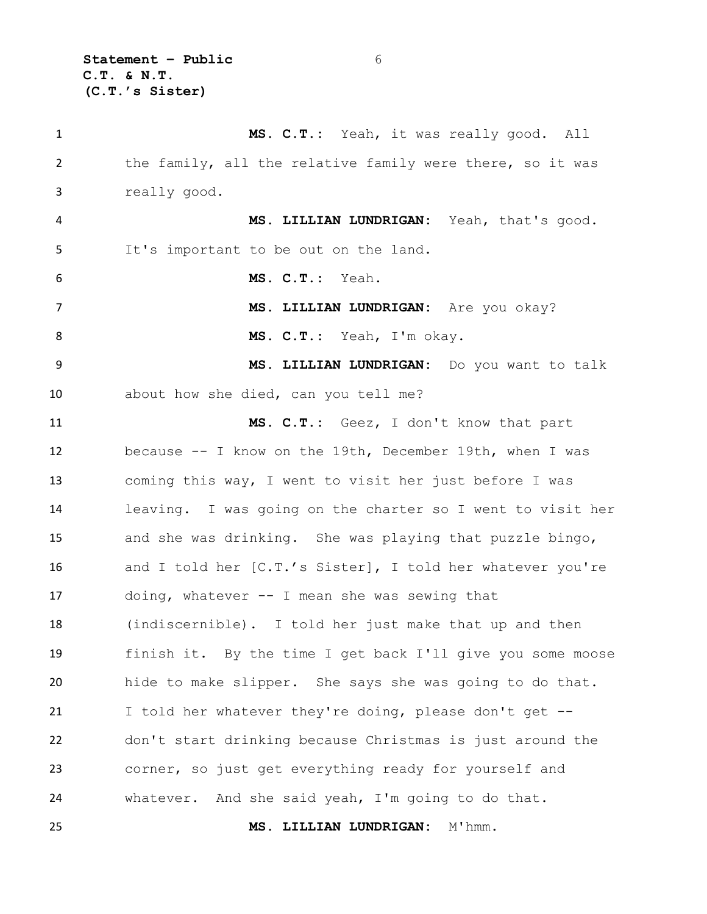**MS. C.T.**: Yeah, it was really good. All the family, all the relative family were there, so it was really good.

**MS. LILLIAN LUNDRIGAN**: Yeah, that's good. It's important to be out on the land.

**MS. C.T.**: Yeah.

**MS. LILLIAN LUNDRIGAN**: Are you okay?

**MS. C.T.**: Yeah, I'm okay.

**MS. LILLIAN LUNDRIGAN**: Do you want to talk about how she died, can you tell me?

**MS. C.T.**: Geez, I don't know that part because -- I know on the 19th, December 19th, when I was coming this way, I went to visit her just before I was leaving. I was going on the charter so I went to visit her and she was drinking. She was playing that puzzle bingo, and I told her [C.T.'s Sister], I told her whatever you're doing, whatever -- I mean she was sewing that (indiscernible). I told her just make that up and then finish it. By the time I get back I'll give you some moose hide to make slipper. She says she was going to do that. I told her whatever they're doing, please don't get -- don't start drinking because Christmas is just around the corner, so just get everything ready for yourself and whatever. And she said yeah, I'm going to do that.

**MS. LILLIAN LUNDRIGAN**: M'hmm.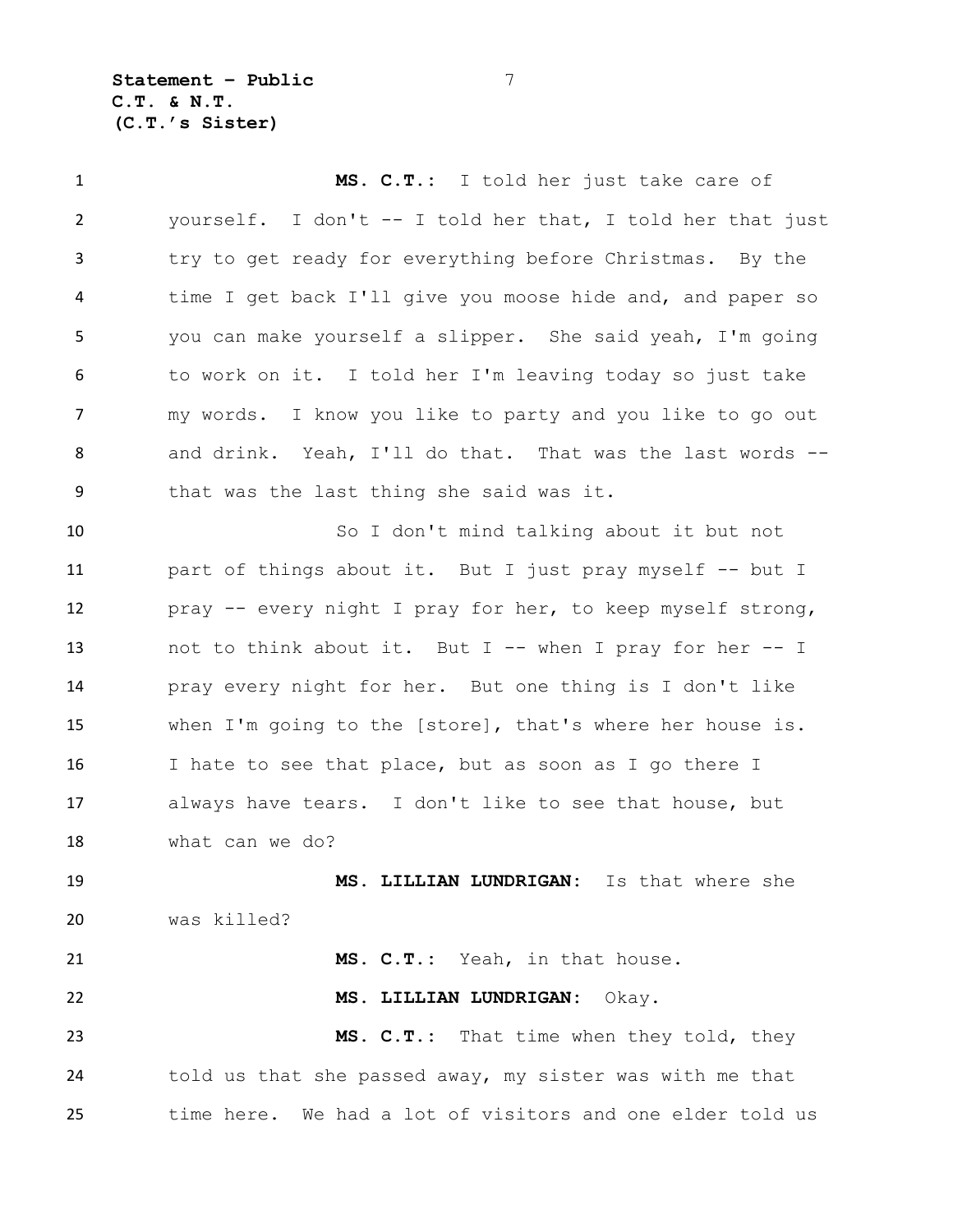**MS. C.T.:** I told her just take care of yourself. I don't -- I told her that, I told her that just try to get ready for everything before Christmas. By the time I get back I'll give you moose hide and, and paper so you can make yourself a slipper. She said yeah, I'm going to work on it. I told her I'm leaving today so just take my words. I know you like to party and you like to go out and drink. Yeah, I'll do that. That was the last words -- that was the last thing she said was it.

So I don't mind talking about it but not part of things about it. But I just pray myself -- but I pray -- every night I pray for her, to keep myself strong, not to think about it. But I -- when I pray for her -- I pray every night for her. But one thing is I don't like when I'm going to the [store], that's where her house is. I hate to see that place, but as soon as I go there I always have tears. I don't like to see that house, but what can we do?

**MS. LILLIAN LUNDRIGAN:** Is that where she was killed?

**MS. C.T.:** Yeah, in that house.

**MS. LILLIAN LUNDRIGAN:** Okay.

**MS. C.T.:** That time when they told, they told us that she passed away, my sister was with me that time here. We had a lot of visitors and one elder told us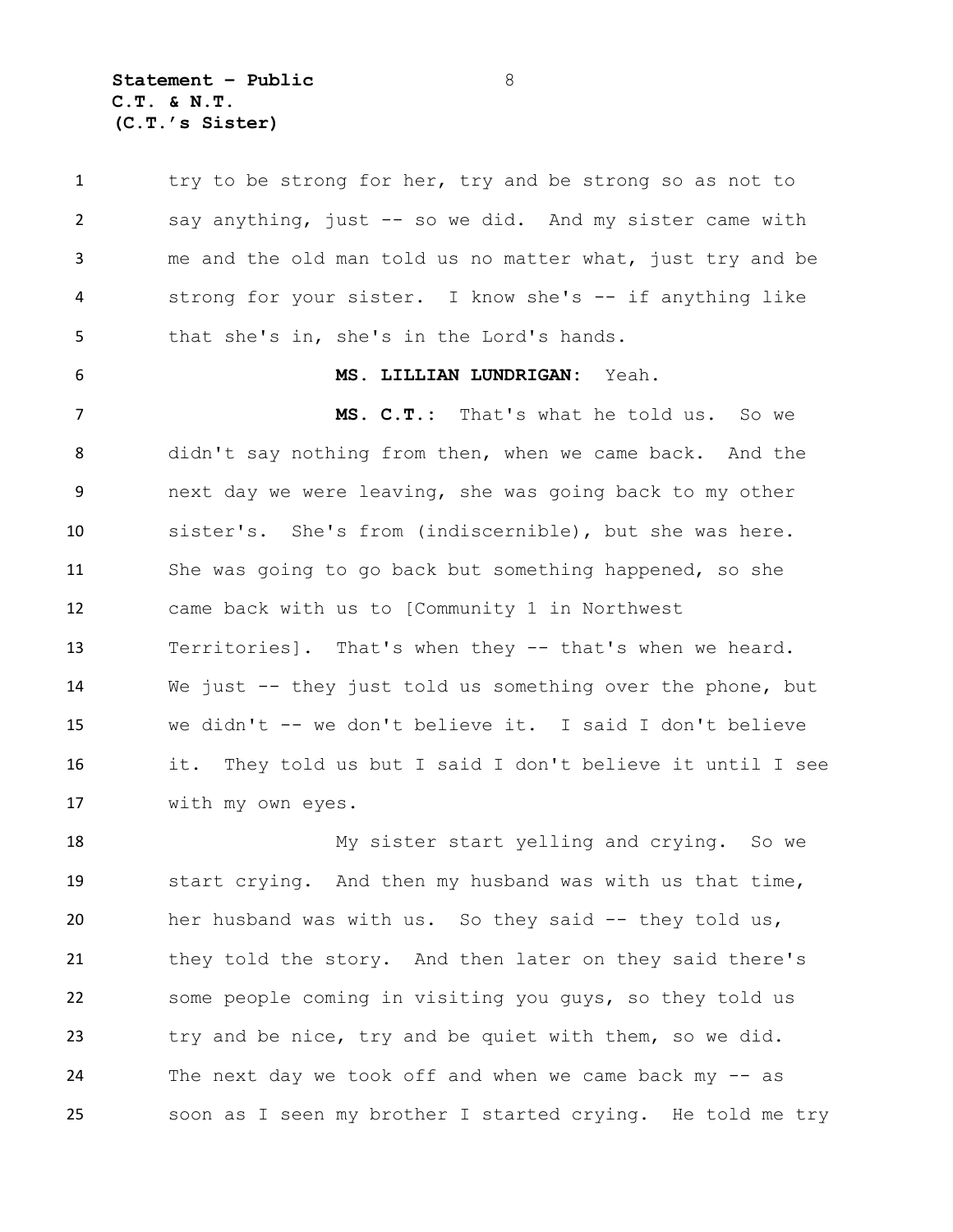try to be strong for her, try and be strong so as not to say anything, just -- so we did. And my sister came with me and the old man told us no matter what, just try and be strong for your sister. I know she's -- if anything like that she's in, she's in the Lord's hands.

**MS. LILLIAN LUNDRIGAN:** Yeah.

**MS. C.T.:** That's what he told us. So we didn't say nothing from then, when we came back. And the next day we were leaving, she was going back to my other sister's. She's from (indiscernible), but she was here. She was going to go back but something happened, so she came back with us to [Community 1 in Northwest Territories]. That's when they -- that's when we heard. We just -- they just told us something over the phone, but we didn't -- we don't believe it. I said I don't believe it. They told us but I said I don't believe it until I see with my own eyes.

My sister start yelling and crying. So we start crying. And then my husband was with us that time, her husband was with us. So they said -- they told us, they told the story. And then later on they said there's some people coming in visiting you guys, so they told us try and be nice, try and be quiet with them, so we did. The next day we took off and when we came back my -- as soon as I seen my brother I started crying. He told me try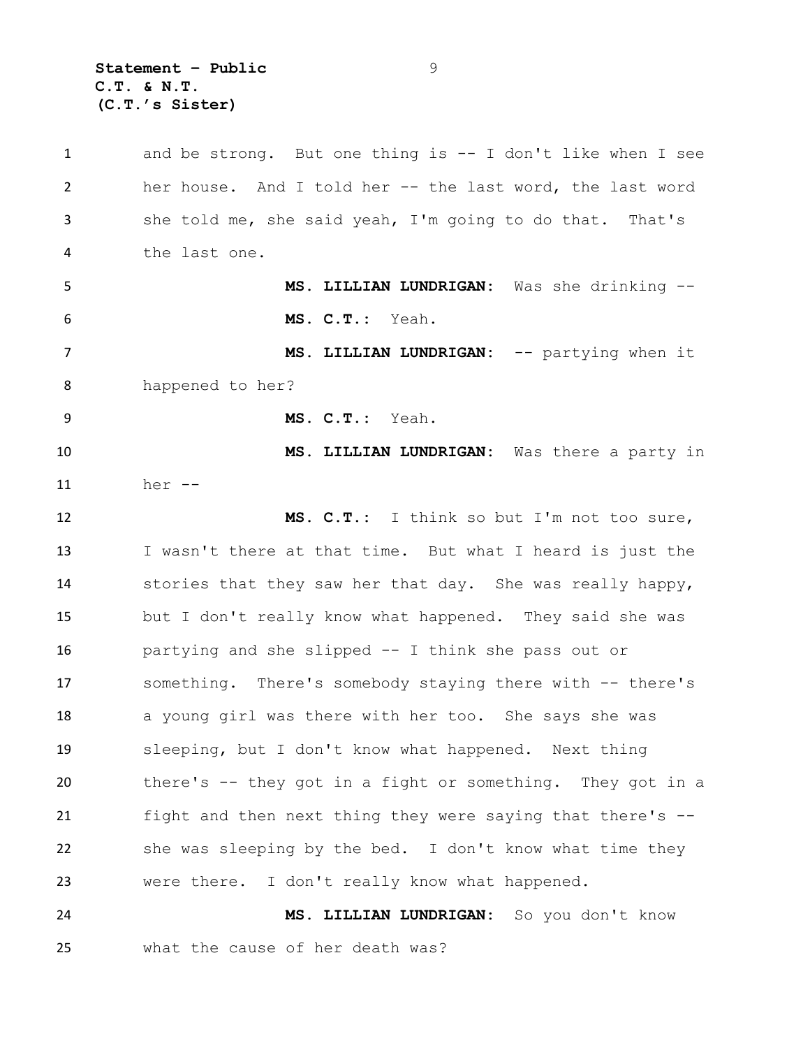and be strong. But one thing is -- I don't like when I see her house. And I told her -- the last word, the last word she told me, she said yeah, I'm going to do that. That's the last one.

**MS. LILLIAN LUNDRIGAN:** Was she drinking --

**MS. C.T.:** Yeah.

**MS. LILLIAN LUNDRIGAN:** -- partying when it happened to her?

**MS. C.T.:** Yeah.

**MS. LILLIAN LUNDRIGAN:** Was there a party in her --

**MS. C.T.:** I think so but I'm not too sure, I wasn't there at that time. But what I heard is just the stories that they saw her that day. She was really happy, but I don't really know what happened. They said she was partying and she slipped -- I think she pass out or something. There's somebody staying there with -- there's a young girl was there with her too. She says she was sleeping, but I don't know what happened. Next thing there's -- they got in a fight or something. They got in a fight and then next thing they were saying that there's -- she was sleeping by the bed. I don't know what time they were there. I don't really know what happened.

**MS. LILLIAN LUNDRIGAN:** So you don't know what the cause of her death was?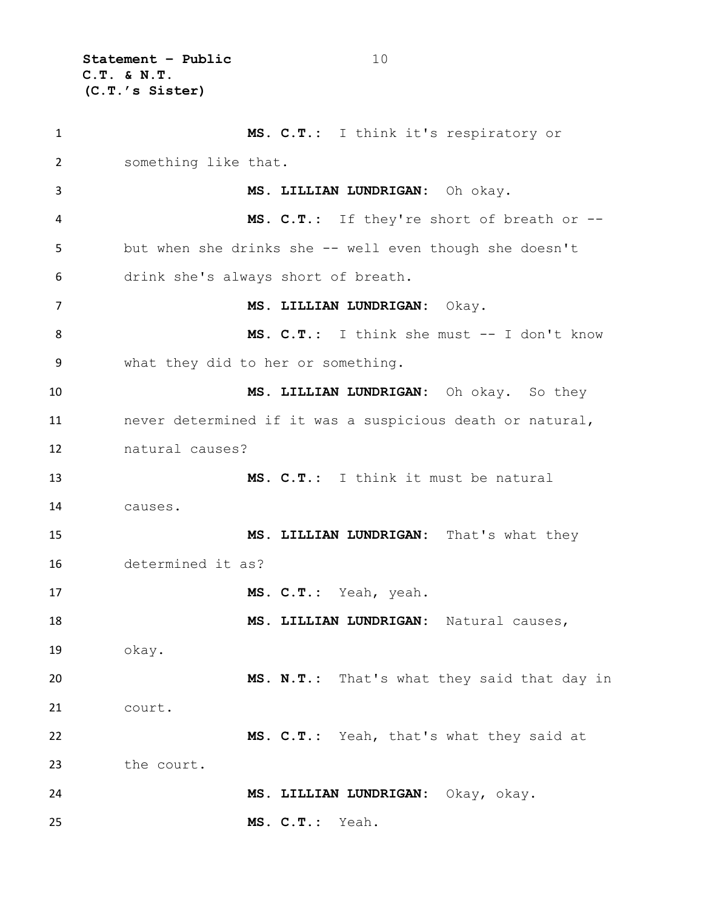**MS. C.T.:** I think it's respiratory or something like that.

**MS. LILLIAN LUNDRIGAN:** Oh okay.

**MS. C.T.:** If they're short of breath or -- but when she drinks she -- well even though she doesn't drink she's always short of breath.

**MS. LILLIAN LUNDRIGAN:** Okay.

**MS. C.T.:** I think she must -- I don't know what they did to her or something.

**MS. LILLIAN LUNDRIGAN:** Oh okay. So they never determined if it was a suspicious death or natural, natural causes?

**MS. C.T.:** I think it must be natural causes.

**MS. LILLIAN LUNDRIGAN:** That's what they determined it as?

**MS. C.T.:** Yeah, yeah.

**MS. LILLIAN LUNDRIGAN:** Natural causes, okay.

**MS. N.T.:** That's what they said that day in court.

**MS. C.T.:** Yeah, that's what they said at the court.

**MS. LILLIAN LUNDRIGAN:** Okay, okay.

**MS. C.T.:** Yeah.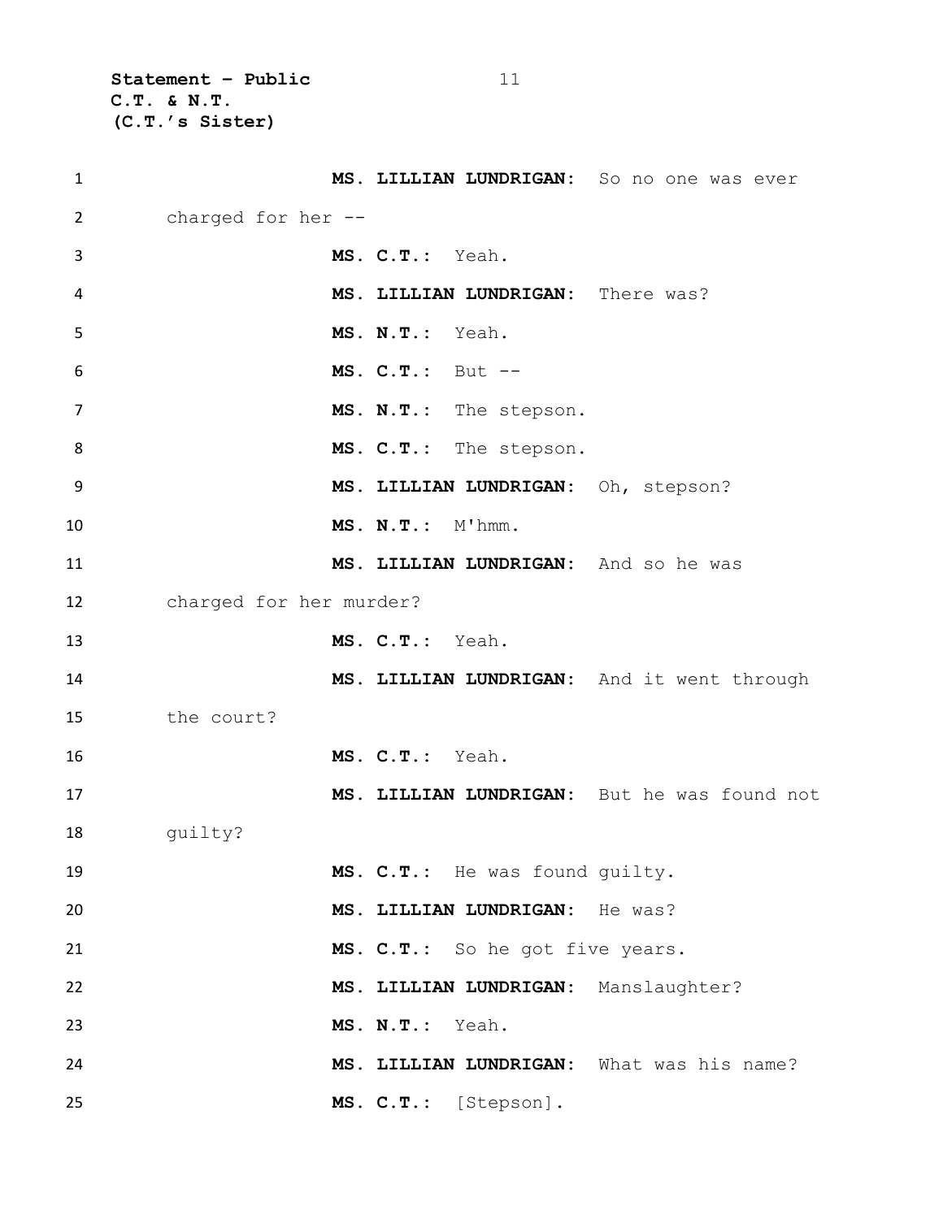**MS. LILLIAN LUNDRIGAN:** So no one was ever charged for her --

**MS. C.T.:** Yeah.

**MS. LILLIAN LUNDRIGAN:** There was?

**MS. N.T.:** Yeah.

**MS. C.T.:** But --

**MS. N.T.:** The stepson.

**MS. C.T.:** The stepson.

**MS. LILLIAN LUNDRIGAN:** Oh, stepson?

**MS. N.T.:** M'hmm.

**MS. LILLIAN LUNDRIGAN:** And so he was charged for her murder?

**MS. C.T.:** Yeah.

**MS. LILLIAN LUNDRIGAN:** And it went through the court?

**MS. C.T.:** Yeah.

**MS. LILLIAN LUNDRIGAN:** But he was found not guilty?

**MS. C.T.:** He was found guilty.

**MS. LILLIAN LUNDRIGAN:** He was?

**MS. C.T.:** So he got five years.

**MS. LILLIAN LUNDRIGAN:** Manslaughter?

**MS. N.T.:** Yeah.

**MS. LILLIAN LUNDRIGAN:** What was his name?

**MS. C.T.:** [Stepson].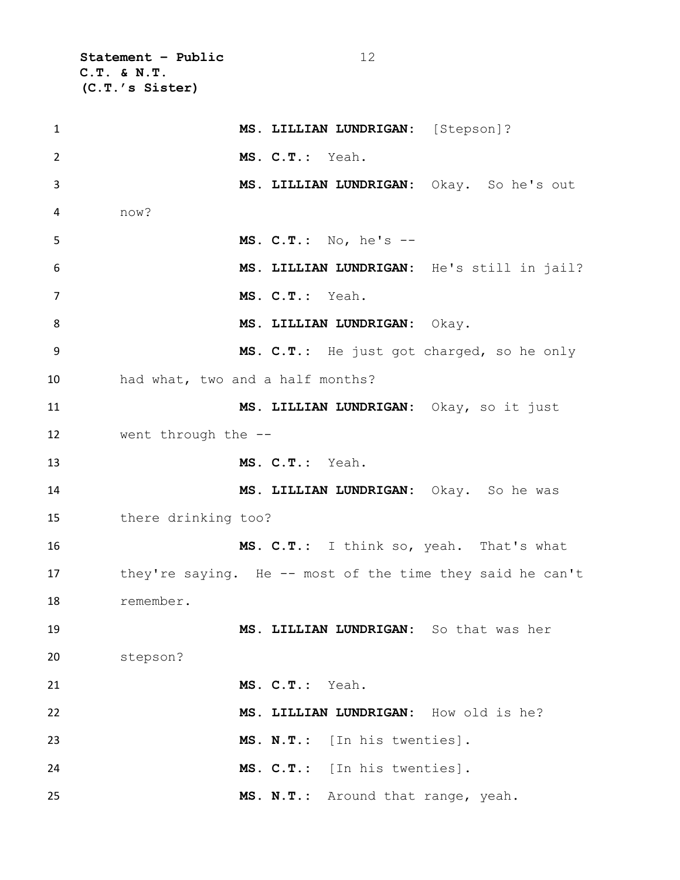**MS. LILLIAN LUNDRIGAN:** [Stepson]?

**MS. C.T.:** Yeah.

**MS. LILLIAN LUNDRIGAN:** Okay. So he's out now?

**MS. C.T.:** No, he's --

**MS. LILLIAN LUNDRIGAN:** He's still in jail?

**MS. C.T.:** Yeah.

**MS. LILLIAN LUNDRIGAN:** Okay.

**MS. C.T.:** He just got charged, so he only had what, two and a half months?

**MS. LILLIAN LUNDRIGAN:** Okay, so it just went through the --

**MS. C.T.:** Yeah.

**MS. LILLIAN LUNDRIGAN:** Okay. So he was there drinking too?

**MS. C.T.:** I think so, yeah. That's what they're saying. He -- most of the time they said he can't remember.

**MS. LILLIAN LUNDRIGAN:** So that was her stepson?

**MS. C.T.:** Yeah.

**MS. LILLIAN LUNDRIGAN:** How old is he?

**MS. N.T.:** [In his twenties].

**MS. C.T.:** [In his twenties].

**MS. N.T.:** Around that range, yeah.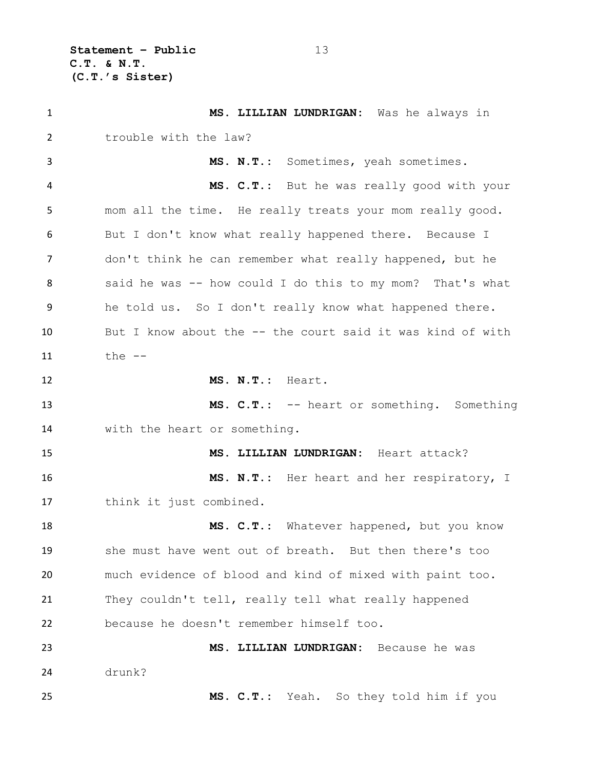**MS. LILLIAN LUNDRIGAN:** Was he always in trouble with the law?

**MS. N.T.:** Sometimes, yeah sometimes.

**MS. C.T.:** But he was really good with your mom all the time. He really treats your mom really good. But I don't know what really happened there. Because I don't think he can remember what really happened, but he said he was -- how could I do this to my mom? That's what he told us. So I don't really know what happened there. But I know about the -- the court said it was kind of with the --

**MS. N.T.:** Heart.

**MS. C.T.:** -- heart or something. Something with the heart or something.

**MS. LILLIAN LUNDRIGAN:** Heart attack?

**MS. N.T.:** Her heart and her respiratory, I think it just combined.

**MS. C.T.:** Whatever happened, but you know she must have went out of breath. But then there's too much evidence of blood and kind of mixed with paint too. They couldn't tell, really tell what really happened because he doesn't remember himself too.

**MS. LILLIAN LUNDRIGAN:** Because he was drunk?

**MS. C.T.:** Yeah. So they told him if you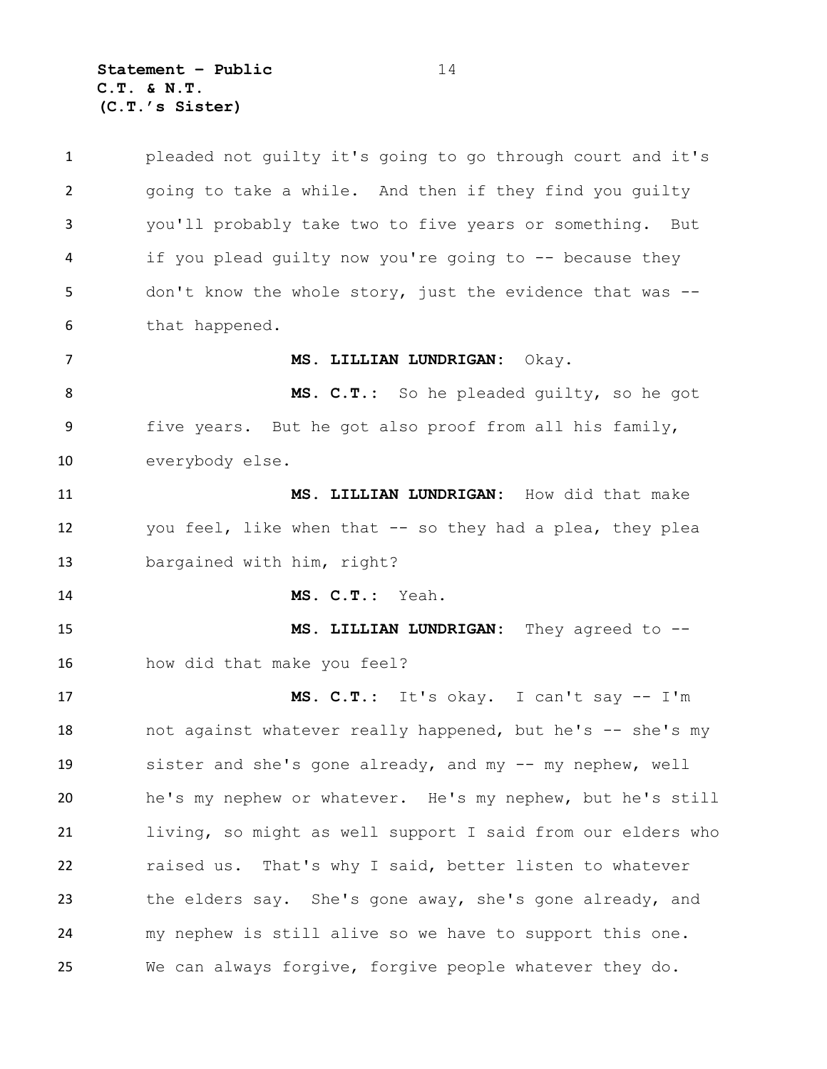pleaded not guilty it's going to go through court and it's going to take a while. And then if they find you guilty you'll probably take two to five years or something. But if you plead guilty now you're going to -- because they don't know the whole story, just the evidence that was -- that happened.

**MS. LILLIAN LUNDRIGAN:** Okay.

**MS. C.T.:** So he pleaded guilty, so he got five years. But he got also proof from all his family, everybody else.

**MS. LILLIAN LUNDRIGAN:** How did that make you feel, like when that -- so they had a plea, they plea bargained with him, right?

**MS. C.T.:** Yeah.

**MS. LILLIAN LUNDRIGAN:** They agreed to -- how did that make you feel?

**MS. C.T.:** It's okay. I can't say -- I'm not against whatever really happened, but he's -- she's my sister and she's gone already, and my -- my nephew, well he's my nephew or whatever. He's my nephew, but he's still living, so might as well support I said from our elders who raised us. That's why I said, better listen to whatever the elders say. She's gone away, she's gone already, and my nephew is still alive so we have to support this one. We can always forgive, forgive people whatever they do.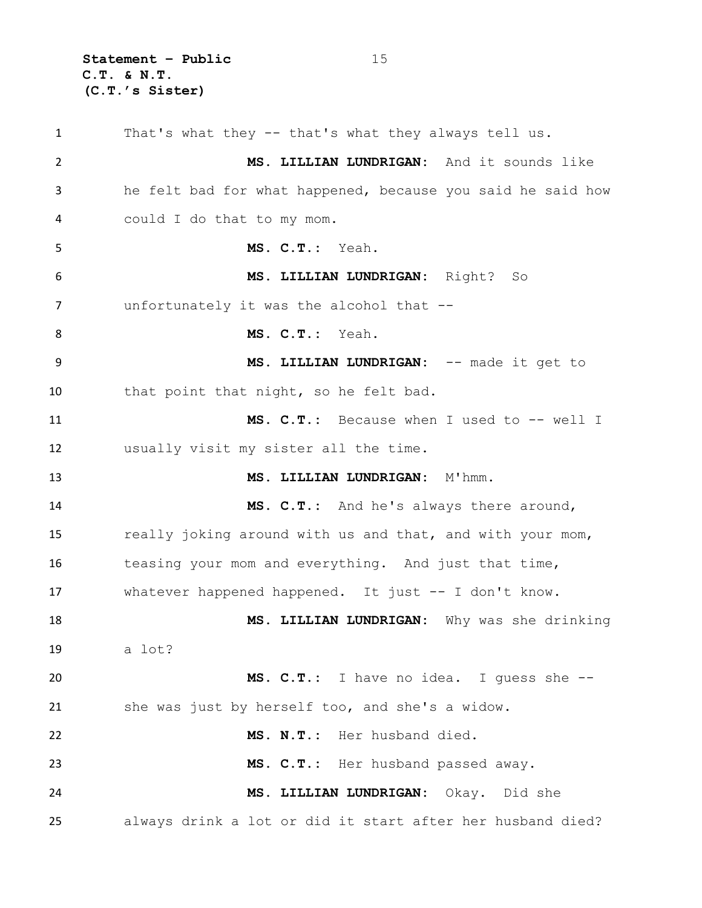That's what they -- that's what they always tell us.

**MS. LILLIAN LUNDRIGAN:** And it sounds like he felt bad for what happened, because you said he said how could I do that to my mom.

**MS. C.T.:** Yeah.

**MS. LILLIAN LUNDRIGAN:** Right? So unfortunately it was the alcohol that --

**MS. C.T.:** Yeah.

**MS. LILLIAN LUNDRIGAN:** -- made it get to that point that night, so he felt bad.

**MS. C.T.:** Because when I used to -- well I usually visit my sister all the time.

**MS. LILLIAN LUNDRIGAN:** M'hmm.

**MS. C.T.:** And he's always there around, really joking around with us and that, and with your mom, teasing your mom and everything. And just that time, whatever happened happened. It just -- I don't know.

**MS. LILLIAN LUNDRIGAN:** Why was she drinking a lot?

**MS. C.T.:** I have no idea. I guess she -- she was just by herself too, and she's a widow.

**MS. N.T.:** Her husband died.

**MS. C.T.:** Her husband passed away.

**MS. LILLIAN LUNDRIGAN:** Okay. Did she always drink a lot or did it start after her husband died?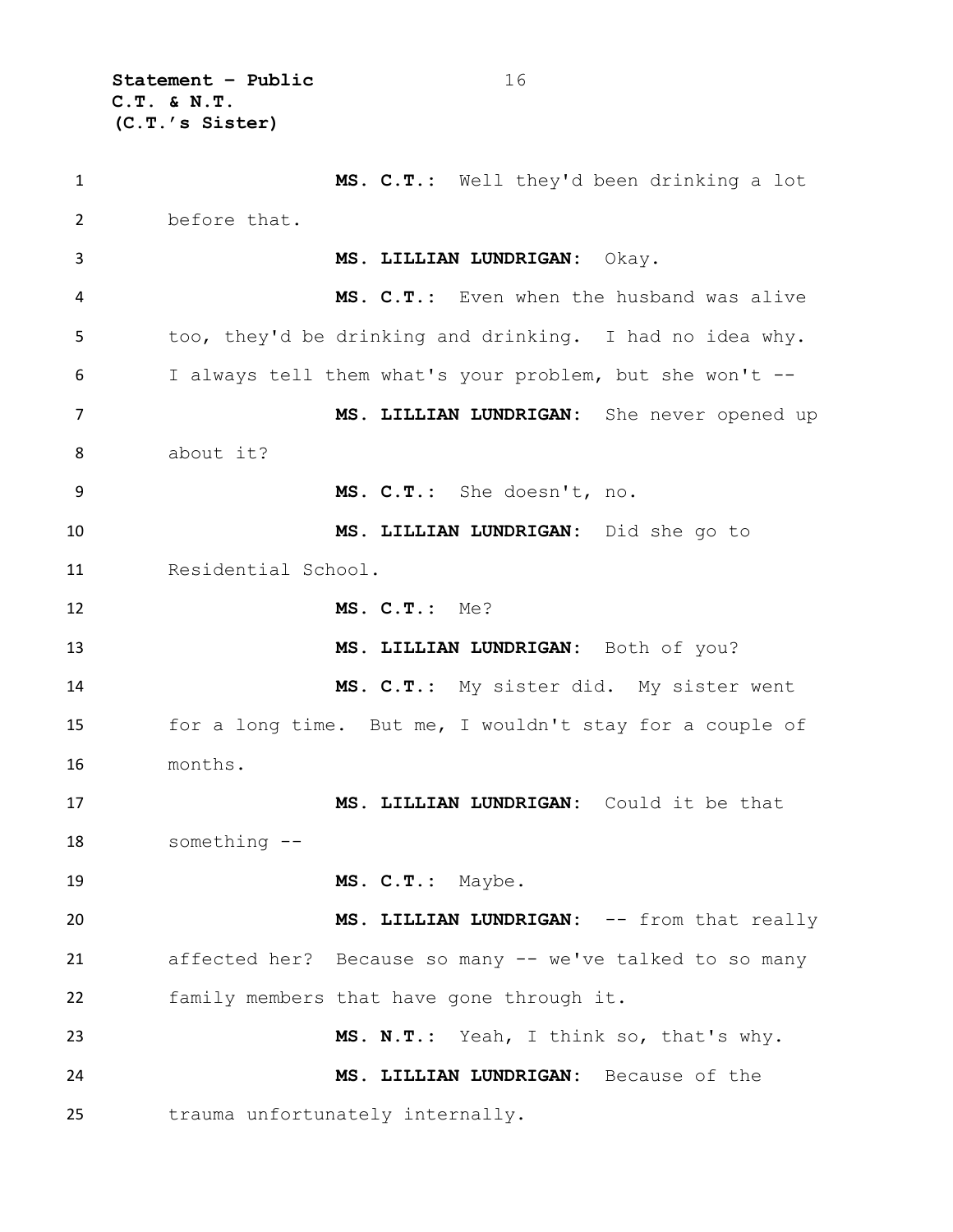**MS. C.T.:** Well they'd been drinking a lot before that.

**MS. LILLIAN LUNDRIGAN:** Okay.

**MS. C.T.:** Even when the husband was alive too, they'd be drinking and drinking. I had no idea why. I always tell them what's your problem, but she won't --

**MS. LILLIAN LUNDRIGAN:** She never opened up about it?

**MS. C.T.:** She doesn't, no.

**MS. LILLIAN LUNDRIGAN:** Did she go to Residential School.

**MS. C.T.:** Me?

**MS. LILLIAN LUNDRIGAN:** Both of you?

**MS. C.T.:** My sister did. My sister went for a long time. But me, I wouldn't stay for a couple of months.

**MS. LILLIAN LUNDRIGAN:** Could it be that something --

**MS. C.T.:** Maybe.

**MS. LILLIAN LUNDRIGAN:** -- from that really affected her? Because so many -- we've talked to so many family members that have gone through it.

**MS. N.T.:** Yeah, I think so, that's why.

**MS. LILLIAN LUNDRIGAN:** Because of the trauma unfortunately internally.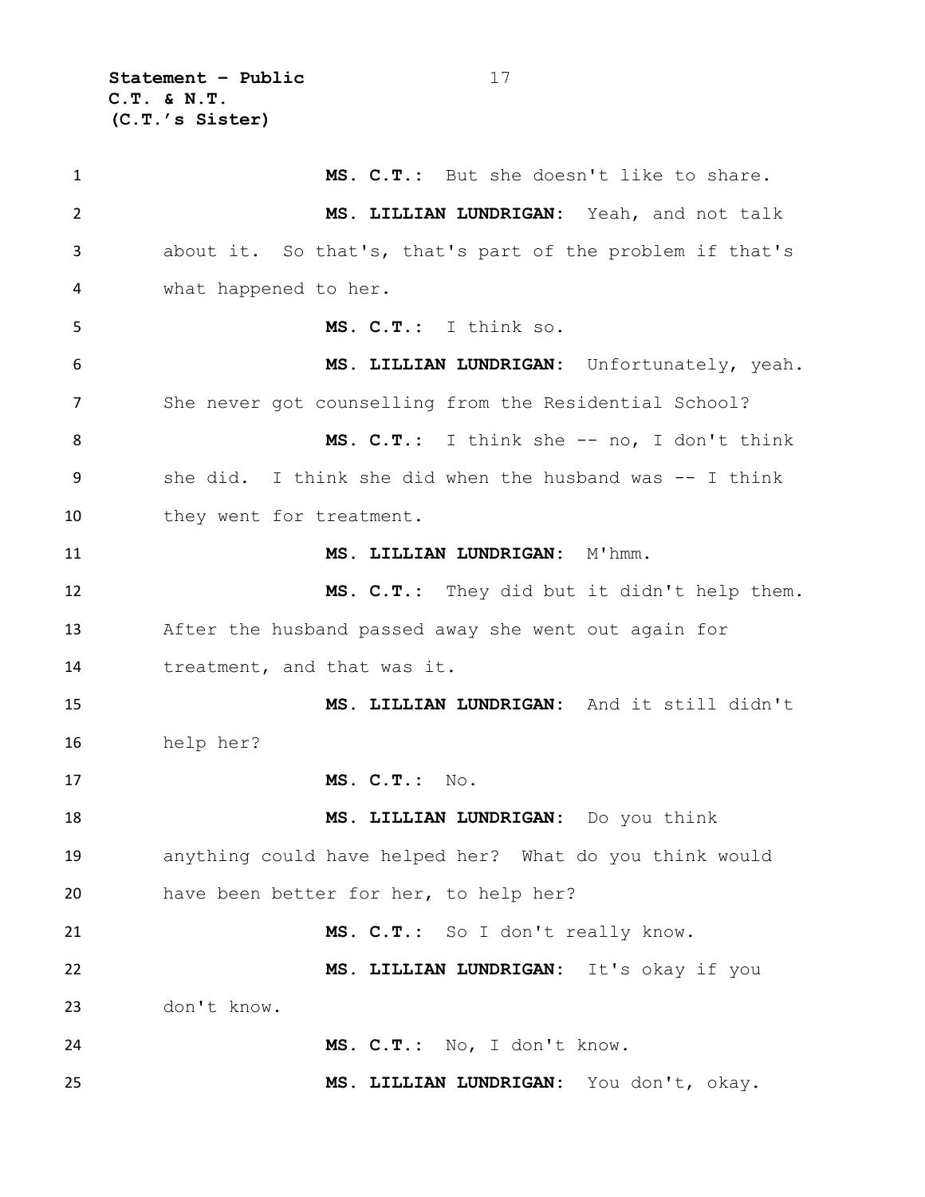**MS. C.T.:** But she doesn't like to share.

**MS. LILLIAN LUNDRIGAN:** Yeah, and not talk about it. So that's, that's part of the problem if that's what happened to her.

**MS. C.T.:** I think so.

**MS. LILLIAN LUNDRIGAN:** Unfortunately, yeah. She never got counselling from the Residential School?

**MS. C.T.:** I think she -- no, I don't think she did. I think she did when the husband was -- I think they went for treatment.

**MS. LILLIAN LUNDRIGAN:** M'hmm.

**MS. C.T.:** They did but it didn't help them. After the husband passed away she went out again for treatment, and that was it.

**MS. LILLIAN LUNDRIGAN:** And it still didn't help her?

**MS. C.T.:** No.

**MS. LILLIAN LUNDRIGAN:** Do you think anything could have helped her? What do you think would have been better for her, to help her?

**MS. C.T.:** So I don't really know.

**MS. LILLIAN LUNDRIGAN:** It's okay if you don't know.

**MS. C.T.:** No, I don't know.

**MS. LILLIAN LUNDRIGAN:** You don't, okay.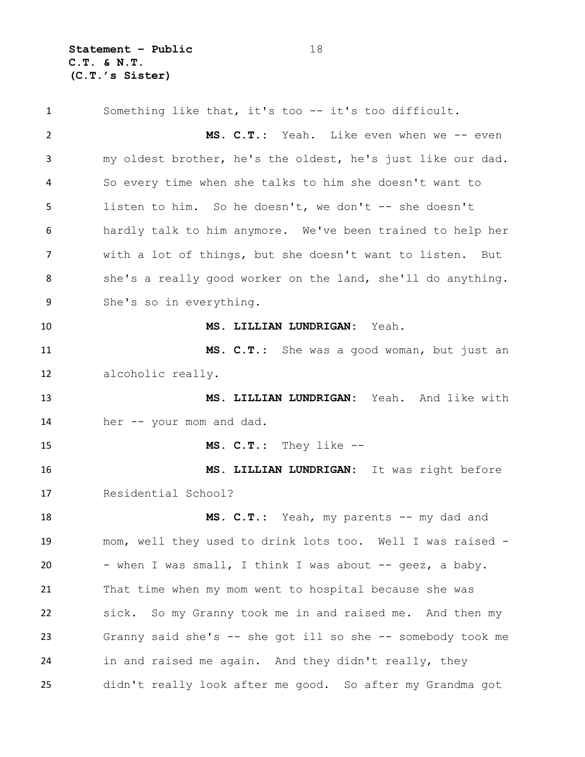Something like that, it's too -- it's too difficult.

**MS. C.T.:** Yeah. Like even when we -- even my oldest brother, he's the oldest, he's just like our dad. So every time when she talks to him she doesn't want to listen to him. So he doesn't, we don't -- she doesn't hardly talk to him anymore. We've been trained to help her with a lot of things, but she doesn't want to listen. But she's a really good worker on the land, she'll do anything. She's so in everything.

**MS. LILLIAN LUNDRIGAN:** Yeah.

**MS. C.T.:** She was a good woman, but just an alcoholic really.

**MS. LILLIAN LUNDRIGAN:** Yeah. And like with her -- your mom and dad.

**MS. C.T.:** They like --

**MS. LILLIAN LUNDRIGAN:** It was right before Residential School?

**MS. C.T.:** Yeah, my parents -- my dad and mom, well they used to drink lots too. Well I was raised -- when I was small, I think I was about -- geez, a baby. That time when my mom went to hospital because she was sick. So my Granny took me in and raised me. And then my Granny said she's -- she got ill so she -- somebody took me in and raised me again. And they didn't really, they didn't really look after me good. So after my Grandma got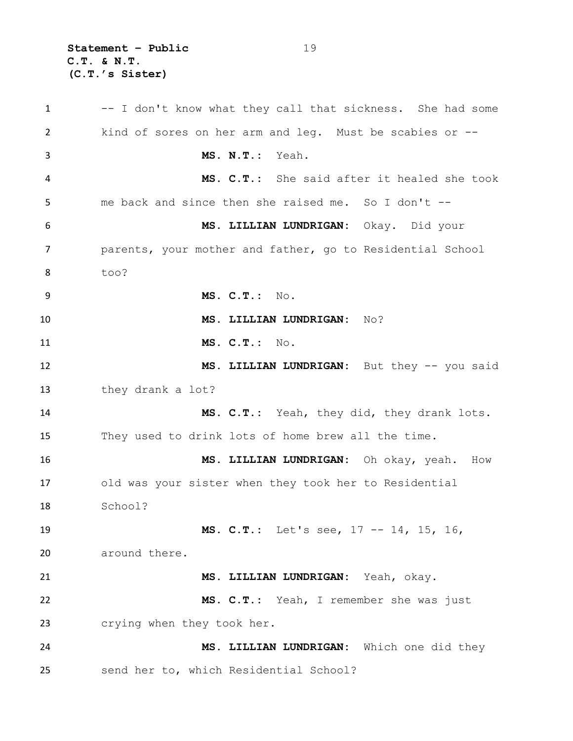-- I don't know what they call that sickness. She had some kind of sores on her arm and leg. Must be scabies or --

**MS. N.T.:** Yeah.

**MS. C.T.:** She said after it healed she took me back and since then she raised me. So I don't --

**MS. LILLIAN LUNDRIGAN:** Okay. Did your parents, your mother and father, go to Residential School too?

**MS. C.T.:** No.

**MS. LILLIAN LUNDRIGAN:** No?

**MS. C.T.:** No.

**MS. LILLIAN LUNDRIGAN:** But they -- you said they drank a lot?

**MS. C.T.:** Yeah, they did, they drank lots. They used to drink lots of home brew all the time.

**MS. LILLIAN LUNDRIGAN:** Oh okay, yeah. How old was your sister when they took her to Residential School?

**MS. C.T.:** Let's see, 17 -- 14, 15, 16, around there.

**MS. LILLIAN LUNDRIGAN:** Yeah, okay.

**MS. C.T.:** Yeah, I remember she was just crying when they took her.

**MS. LILLIAN LUNDRIGAN:** Which one did they send her to, which Residential School?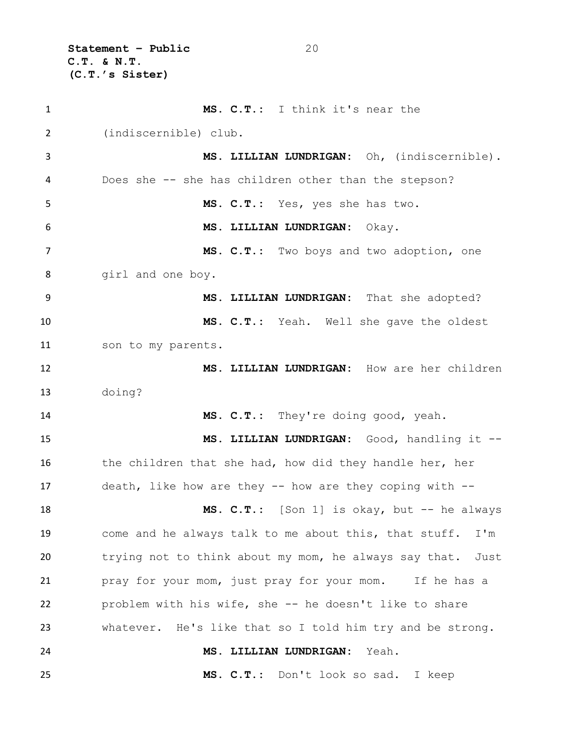**MS. C.T.:** I think it's near the (indiscernible) club.

**MS. LILLIAN LUNDRIGAN:** Oh, (indiscernible). Does she -- she has children other than the stepson?

**MS. C.T.:** Yes, yes she has two.

**MS. LILLIAN LUNDRIGAN:** Okay.

**MS. C.T.:** Two boys and two adoption, one girl and one boy.

**MS. LILLIAN LUNDRIGAN:** That she adopted?

**MS. C.T.:** Yeah. Well she gave the oldest son to my parents.

**MS. LILLIAN LUNDRIGAN:** How are her children doing?

**MS. C.T.:** They're doing good, yeah.

**MS. LILLIAN LUNDRIGAN:** Good, handling it -- the children that she had, how did they handle her, her death, like how are they -- how are they coping with --

**MS. C.T.:** [Son 1] is okay, but -- he always come and he always talk to me about this, that stuff. I'm trying not to think about my mom, he always say that. Just pray for your mom, just pray for your mom. If he has a problem with his wife, she -- he doesn't like to share whatever. He's like that so I told him try and be strong.

**MS. LILLIAN LUNDRIGAN:** Yeah.

**MS. C.T.:** Don't look so sad. I keep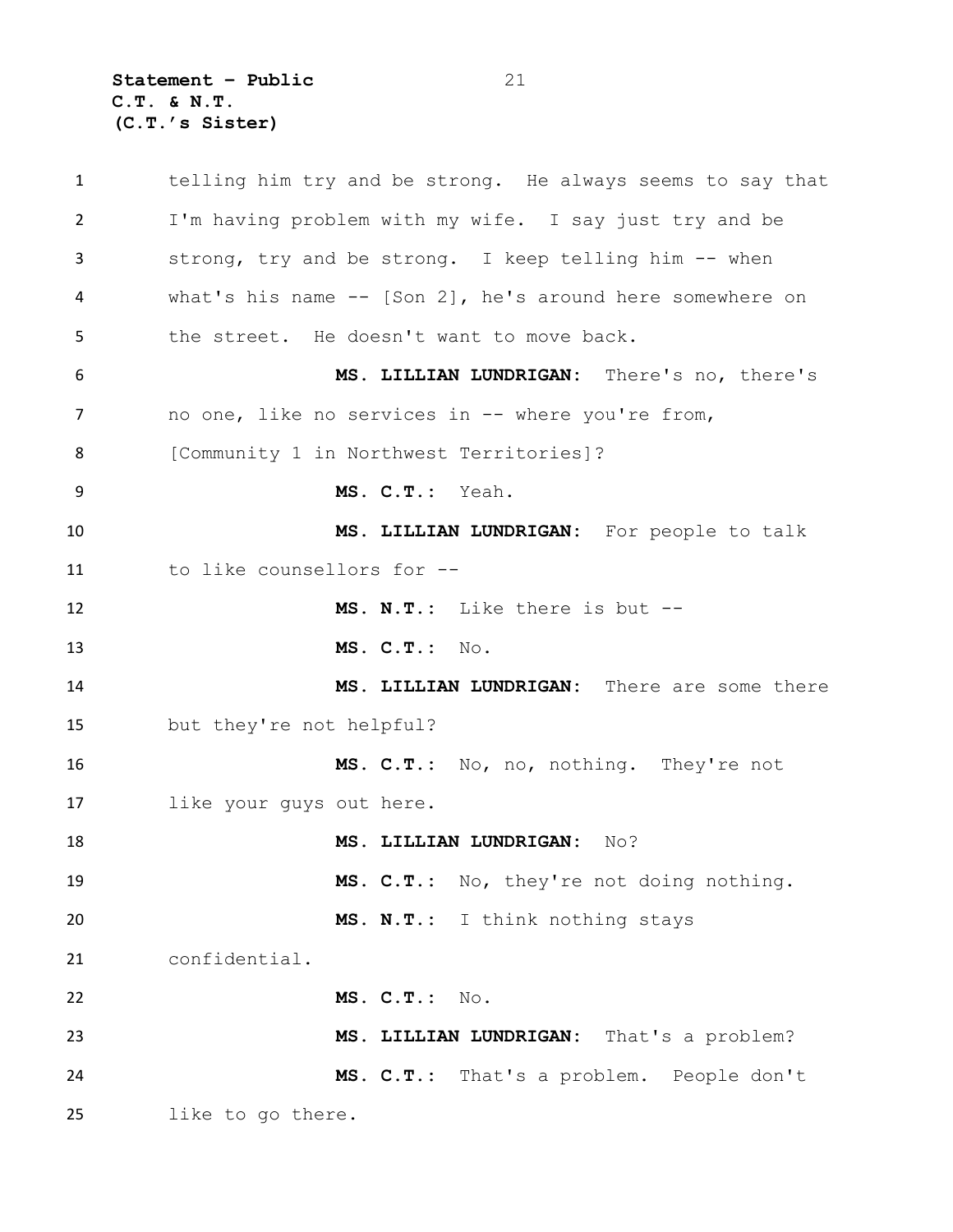telling him try and be strong. He always seems to say that I'm having problem with my wife. I say just try and be strong, try and be strong. I keep telling him -- when what's his name -- [Son 2], he's around here somewhere on the street. He doesn't want to move back.

**MS. LILLIAN LUNDRIGAN:** There's no, there's no one, like no services in -- where you're from, [Community 1 in Northwest Territories]?

**MS. C.T.:** Yeah.

**MS. LILLIAN LUNDRIGAN:** For people to talk to like counsellors for --

**MS. N.T.:** Like there is but --

**MS. C.T.:** No.

**MS. LILLIAN LUNDRIGAN:** There are some there but they're not helpful?

**MS. C.T.:** No, no, nothing. They're not like your guys out here.

**MS. LILLIAN LUNDRIGAN:** No?

**MS. C.T.:** No, they're not doing nothing.

**MS. N.T.:** I think nothing stays confidential.

**MS. C.T.:** No.

**MS. LILLIAN LUNDRIGAN:** That's a problem?

**MS. C.T.:** That's a problem. People don't like to go there.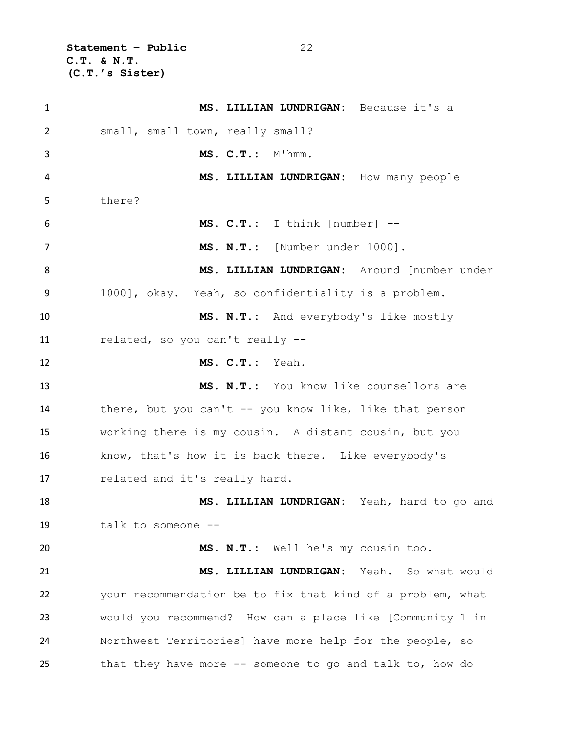**MS. LILLIAN LUNDRIGAN:** Because it's a small, small town, really small?

**MS. C.T.:** M'hmm.

**MS. LILLIAN LUNDRIGAN:** How many people there?

**MS. C.T.:** I think [number] --

**MS. N.T.:** [Number under 1000].

**MS. LILLIAN LUNDRIGAN:** Around [number under 1000], okay. Yeah, so confidentiality is a problem.

**MS. N.T.:** And everybody's like mostly related, so you can't really --

**MS. C.T.:** Yeah.

**MS. N.T.:** You know like counsellors are there, but you can't -- you know like, like that person working there is my cousin. A distant cousin, but you know, that's how it is back there. Like everybody's related and it's really hard.

**MS. LILLIAN LUNDRIGAN:** Yeah, hard to go and talk to someone --

**MS. N.T.:** Well he's my cousin too.

**MS. LILLIAN LUNDRIGAN:** Yeah. So what would your recommendation be to fix that kind of a problem, what would you recommend? How can a place like [Community 1 in Northwest Territories] have more help for the people, so that they have more -- someone to go and talk to, how do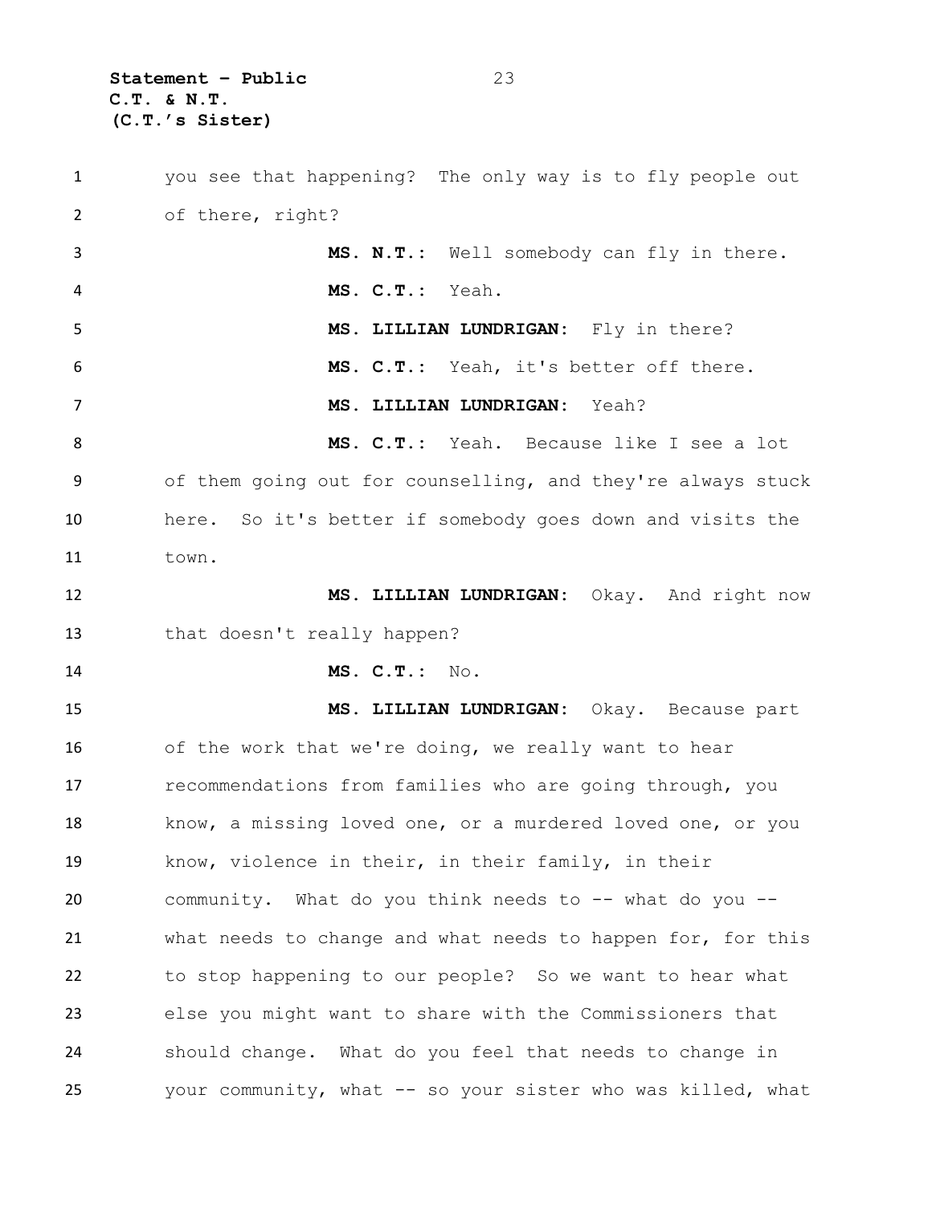you see that happening? The only way is to fly people out of there, right?

**MS. N.T.:** Well somebody can fly in there.

**MS. C.T.:** Yeah.

**MS. LILLIAN LUNDRIGAN:** Fly in there?

**MS. C.T.:** Yeah, it's better off there.

**MS. LILLIAN LUNDRIGAN:** Yeah?

**MS. C.T.:** Yeah. Because like I see a lot of them going out for counselling, and they're always stuck here. So it's better if somebody goes down and visits the town.

**MS. LILLIAN LUNDRIGAN:** Okay. And right now that doesn't really happen?

**MS. C.T.:** No.

**MS. LILLIAN LUNDRIGAN:** Okay. Because part of the work that we're doing, we really want to hear recommendations from families who are going through, you know, a missing loved one, or a murdered loved one, or you know, violence in their, in their family, in their community. What do you think needs to -- what do you -- what needs to change and what needs to happen for, for this to stop happening to our people? So we want to hear what else you might want to share with the Commissioners that should change. What do you feel that needs to change in your community, what -- so your sister who was killed, what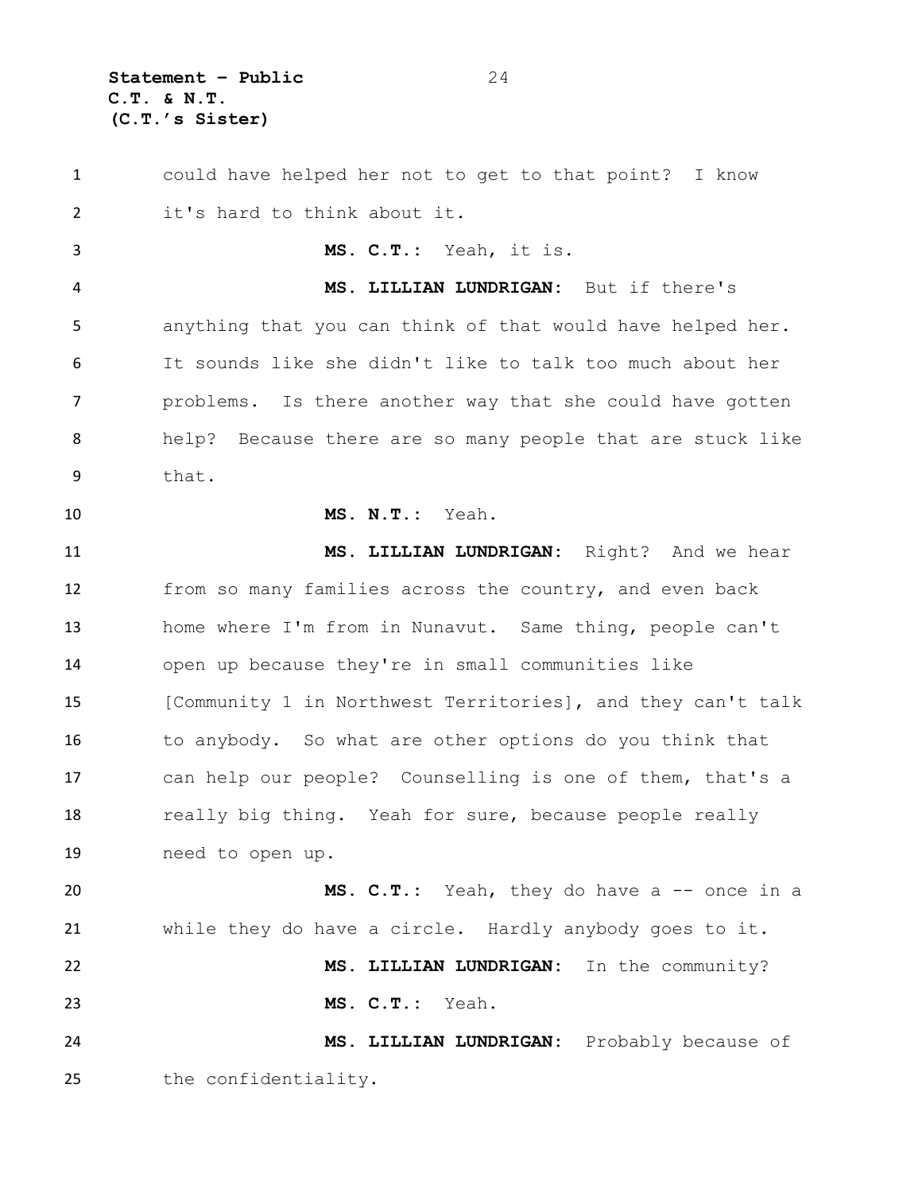could have helped her not to get to that point? I know it's hard to think about it.

**MS. C.T.:** Yeah, it is.

**MS. LILLIAN LUNDRIGAN:** But if there's anything that you can think of that would have helped her. It sounds like she didn't like to talk too much about her problems. Is there another way that she could have gotten help? Because there are so many people that are stuck like that.

**MS. N.T.:** Yeah.

**MS. LILLIAN LUNDRIGAN:** Right? And we hear from so many families across the country, and even back home where I'm from in Nunavut. Same thing, people can't open up because they're in small communities like [Community 1 in Northwest Territories], and they can't talk to anybody. So what are other options do you think that can help our people? Counselling is one of them, that's a really big thing. Yeah for sure, because people really need to open up.

**MS. C.T.:** Yeah, they do have a -- once in a while they do have a circle. Hardly anybody goes to it.

**MS. LILLIAN LUNDRIGAN:** In the community?

**MS. C.T.:** Yeah.

**MS. LILLIAN LUNDRIGAN:** Probably because of the confidentiality.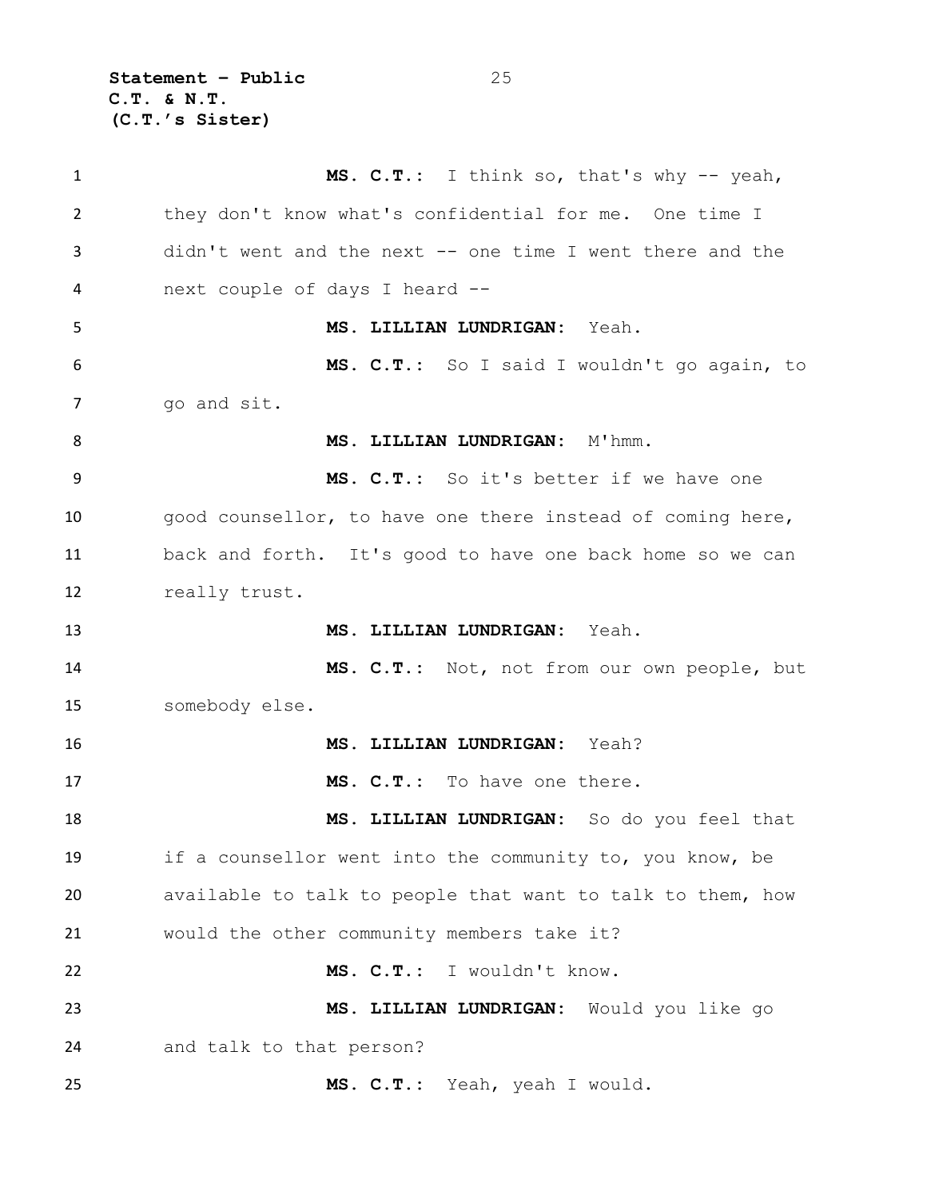**MS. C.T.:** I think so, that's why -- yeah, they don't know what's confidential for me. One time I didn't went and the next -- one time I went there and the next couple of days I heard --

**MS. LILLIAN LUNDRIGAN:** Yeah.

**MS. C.T.:** So I said I wouldn't go again, to go and sit.

**MS. LILLIAN LUNDRIGAN:** M'hmm.

**MS. C.T.:** So it's better if we have one good counsellor, to have one there instead of coming here, back and forth. It's good to have one back home so we can really trust.

**MS. LILLIAN LUNDRIGAN:** Yeah.

**MS. C.T.:** Not, not from our own people, but somebody else.

**MS. LILLIAN LUNDRIGAN:** Yeah?

**MS. C.T.:** To have one there.

**MS. LILLIAN LUNDRIGAN:** So do you feel that if a counsellor went into the community to, you know, be available to talk to people that want to talk to them, how would the other community members take it?

**MS. C.T.:** I wouldn't know.

**MS. LILLIAN LUNDRIGAN:** Would you like go and talk to that person?

**MS. C.T.:** Yeah, yeah I would.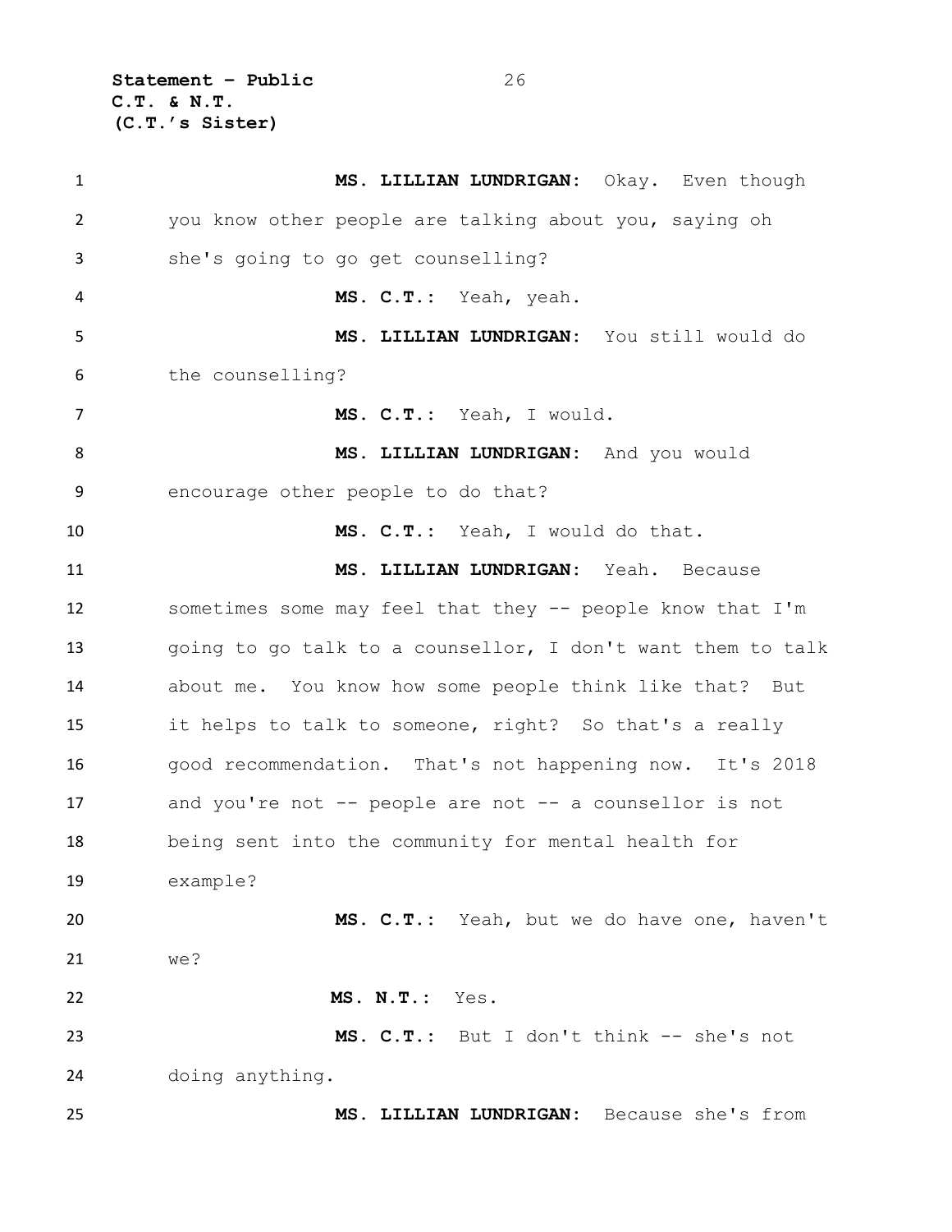**MS. LILLIAN LUNDRIGAN:** Okay. Even though you know other people are talking about you, saying oh she's going to go get counselling?

**MS. C.T.:** Yeah, yeah.

**MS. LILLIAN LUNDRIGAN:** You still would do the counselling?

**MS. C.T.:** Yeah, I would.

**MS. LILLIAN LUNDRIGAN:** And you would encourage other people to do that?

**MS. C.T.:** Yeah, I would do that.

**MS. LILLIAN LUNDRIGAN:** Yeah. Because sometimes some may feel that they -- people know that I'm going to go talk to a counsellor, I don't want them to talk about me. You know how some people think like that? But it helps to talk to someone, right? So that's a really good recommendation. That's not happening now. It's 2018 and you're not -- people are not -- a counsellor is not being sent into the community for mental health for example?

**MS. C.T.:** Yeah, but we do have one, haven't we?

**MS. N.T.:** Yes.

**MS. C.T.:** But I don't think -- she's not doing anything.

**MS. LILLIAN LUNDRIGAN:** Because she's from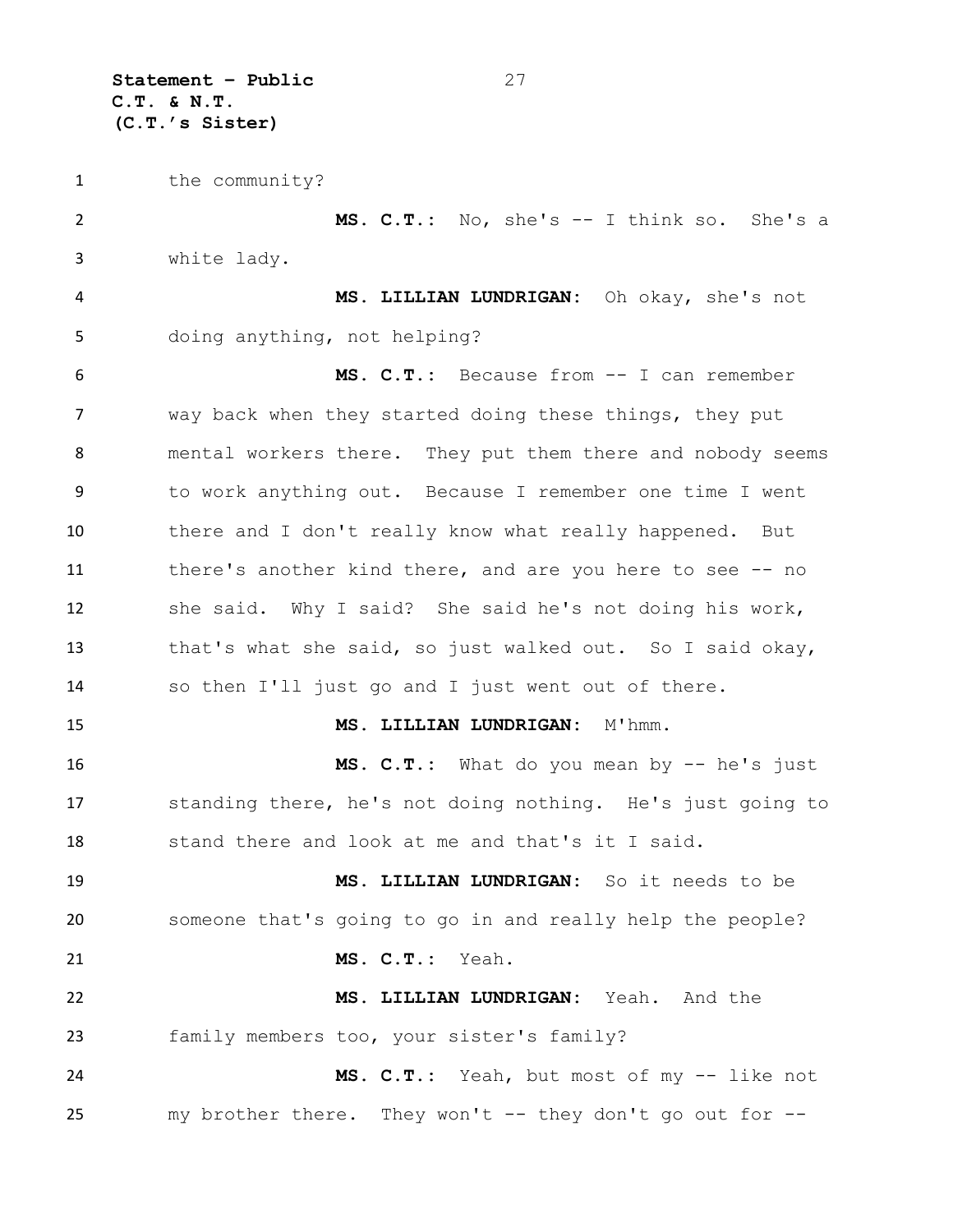the community?

**MS. C.T.**: No, she's -- I think so. She's a white lady.

**MS. LILLIAN LUNDRIGAN**: Oh okay, she's not doing anything, not helping?

**MS. C.T.**: Because from -- I can remember way back when they started doing these things, they put mental workers there. They put them there and nobody seems to work anything out. Because I remember one time I went there and I don't really know what really happened. But there's another kind there, and are you here to see -- no she said. Why I said? She said he's not doing his work, that's what she said, so just walked out. So I said okay, so then I'll just go and I just went out of there.

**MS. LILLIAN LUNDRIGAN**: M'hmm.

**MS. C.T.**: What do you mean by -- he's just standing there, he's not doing nothing. He's just going to stand there and look at me and that's it I said.

**MS. LILLIAN LUNDRIGAN**: So it needs to be someone that's going to go in and really help the people?

**MS. C.T.**: Yeah.

**MS. LILLIAN LUNDRIGAN**: Yeah. And the family members too, your sister's family?

**MS. C.T.**: Yeah, but most of my -- like not my brother there. They won't -- they don't go out for --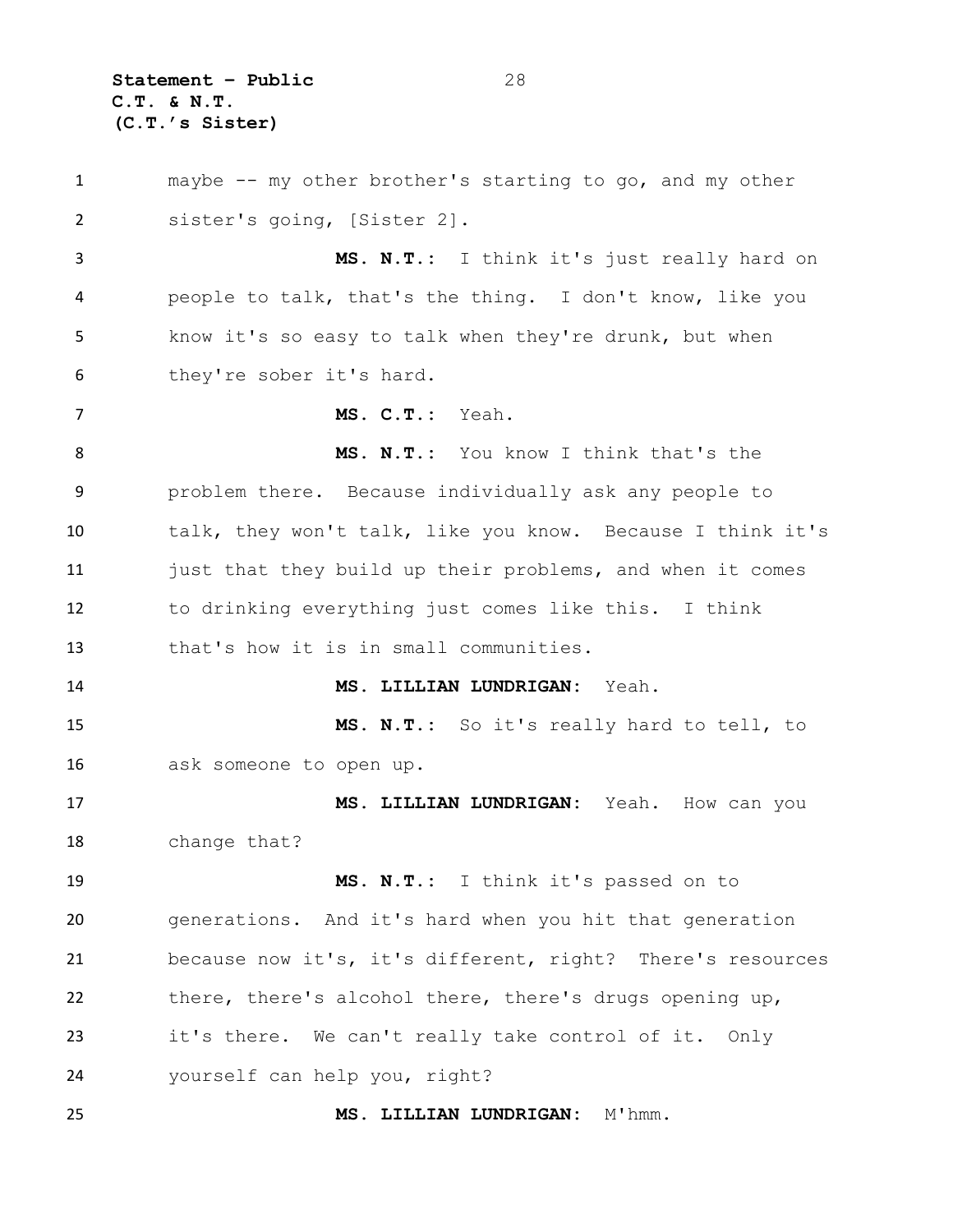maybe -- my other brother's starting to go, and my other sister's going, [Sister 2].

**MS. N.T.:** I think it's just really hard on people to talk, that's the thing. I don't know, like you know it's so easy to talk when they're drunk, but when they're sober it's hard.

**MS. C.T.:** Yeah.

**MS. N.T.:** You know I think that's the problem there. Because individually ask any people to talk, they won't talk, like you know. Because I think it's just that they build up their problems, and when it comes to drinking everything just comes like this. I think that's how it is in small communities.

**MS. LILLIAN LUNDRIGAN:** Yeah.

**MS. N.T.:** So it's really hard to tell, to ask someone to open up.

**MS. LILLIAN LUNDRIGAN:** Yeah. How can you change that?

**MS. N.T.:** I think it's passed on to generations. And it's hard when you hit that generation because now it's, it's different, right? There's resources there, there's alcohol there, there's drugs opening up, it's there. We can't really take control of it. Only yourself can help you, right?

**MS. LILLIAN LUNDRIGAN:** M'hmm.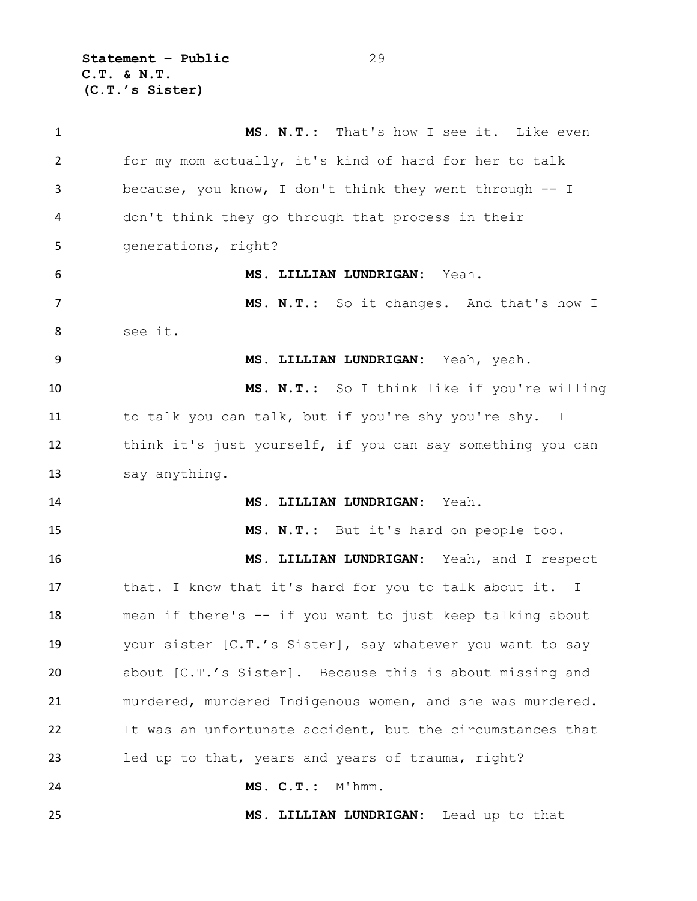**MS. N.T.:** That's how I see it. Like even for my mom actually, it's kind of hard for her to talk because, you know, I don't think they went through -- I don't think they go through that process in their generations, right?

**MS. LILLIAN LUNDRIGAN:** Yeah.

**MS. N.T.:** So it changes. And that's how I see it.

**MS. LILLIAN LUNDRIGAN:** Yeah, yeah.

**MS. N.T.:** So I think like if you're willing to talk you can talk, but if you're shy you're shy. I think it's just yourself, if you can say something you can say anything.

**MS. LILLIAN LUNDRIGAN:** Yeah.

**MS. N.T.:** But it's hard on people too.

**MS. LILLIAN LUNDRIGAN:** Yeah, and I respect that. I know that it's hard for you to talk about it. I mean if there's -- if you want to just keep talking about your sister [C.T.'s Sister], say whatever you want to say about [C.T.'s Sister]. Because this is about missing and murdered, murdered Indigenous women, and she was murdered. It was an unfortunate accident, but the circumstances that led up to that, years and years of trauma, right?

**MS. C.T.:** M'hmm.

**MS. LILLIAN LUNDRIGAN:** Lead up to that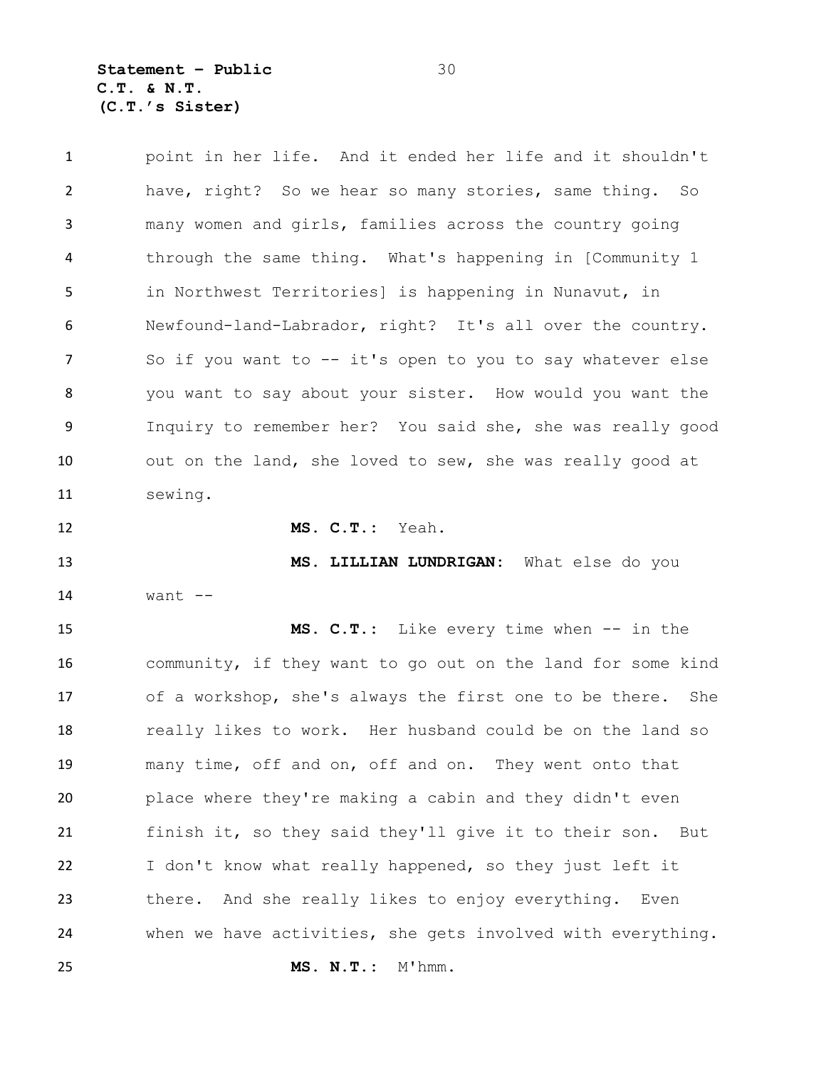point in her life. And it ended her life and it shouldn't have, right? So we hear so many stories, same thing. So many women and girls, families across the country going through the same thing. What's happening in [Community 1 in Northwest Territories] is happening in Nunavut, in Newfound-land-Labrador, right? It's all over the country. So if you want to -- it's open to you to say whatever else you want to say about your sister. How would you want the Inquiry to remember her? You said she, she was really good out on the land, she loved to sew, she was really good at sewing.

**MS. C.T.:** Yeah.

**MS. LILLIAN LUNDRIGAN:** What else do you want --

**MS. C.T.:** Like every time when -- in the community, if they want to go out on the land for some kind of a workshop, she's always the first one to be there. She really likes to work. Her husband could be on the land so many time, off and on, off and on. They went onto that place where they're making a cabin and they didn't even finish it, so they said they'll give it to their son. But I don't know what really happened, so they just left it there. And she really likes to enjoy everything. Even when we have activities, she gets involved with everything.

**MS. N.T.:** M'hmm.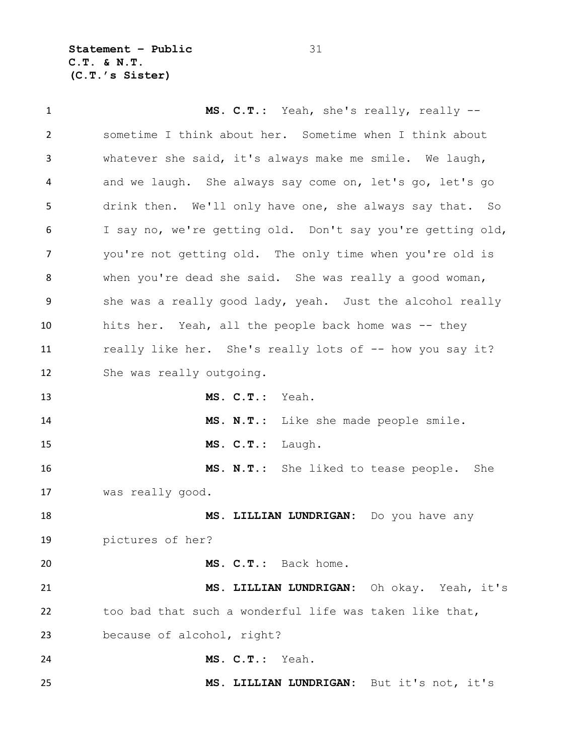**MS. C.T.:** Yeah, she's really, really -- sometime I think about her. Sometime when I think about whatever she said, it's always make me smile. We laugh, and we laugh. She always say come on, let's go, let's go drink then. We'll only have one, she always say that. So I say no, we're getting old. Don't say you're getting old, you're not getting old. The only time when you're old is when you're dead she said. She was really a good woman, she was a really good lady, yeah. Just the alcohol really hits her. Yeah, all the people back home was -- they really like her. She's really lots of -- how you say it? She was really outgoing.

**MS. C.T.:** Yeah.

**MS. N.T.:** Like she made people smile.

**MS. C.T.:** Laugh.

**MS. N.T.:** She liked to tease people. She was really good.

**MS. LILLIAN LUNDRIGAN:** Do you have any pictures of her?

**MS. C.T.:** Back home.

**MS. LILLIAN LUNDRIGAN:** Oh okay. Yeah, it's too bad that such a wonderful life was taken like that, because of alcohol, right?

**MS. C.T.:** Yeah.

**MS. LILLIAN LUNDRIGAN:** But it's not, it's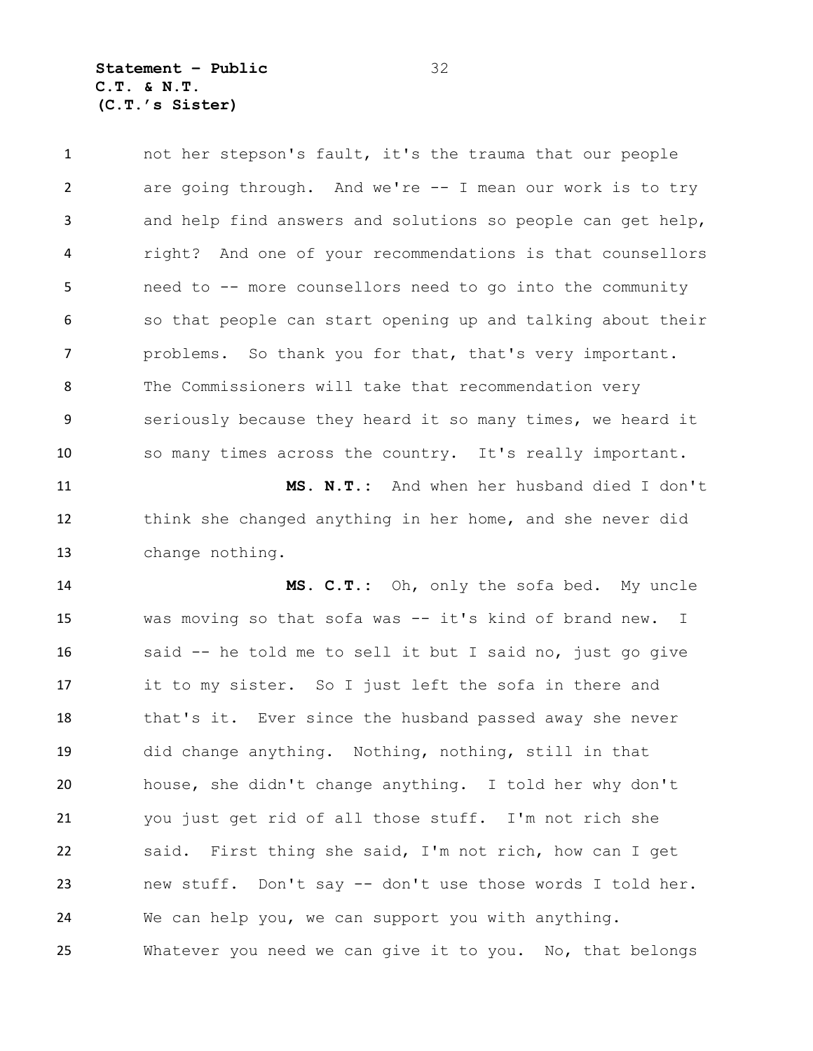not her stepson's fault, it's the trauma that our people are going through. And we're -- I mean our work is to try and help find answers and solutions so people can get help, right? And one of your recommendations is that counsellors need to -- more counsellors need to go into the community so that people can start opening up and talking about their problems. So thank you for that, that's very important. The Commissioners will take that recommendation very seriously because they heard it so many times, we heard it so many times across the country. It's really important.

**MS. N.T.:** And when her husband died I don't think she changed anything in her home, and she never did change nothing.

**MS. C.T.:** Oh, only the sofa bed. My uncle was moving so that sofa was -- it's kind of brand new. I said -- he told me to sell it but I said no, just go give it to my sister. So I just left the sofa in there and that's it. Ever since the husband passed away she never did change anything. Nothing, nothing, still in that house, she didn't change anything. I told her why don't you just get rid of all those stuff. I'm not rich she said. First thing she said, I'm not rich, how can I get new stuff. Don't say -- don't use those words I told her. We can help you, we can support you with anything. Whatever you need we can give it to you. No, that belongs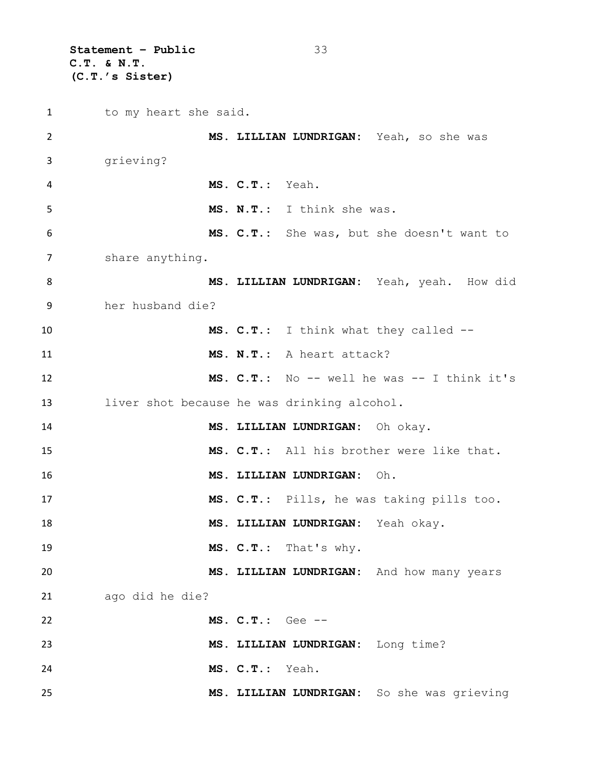to my heart she said.

**MS. LILLIAN LUNDRIGAN:** Yeah, so she was grieving?

**MS. C.T.:** Yeah.

**MS. N.T.:** I think she was.

**MS. C.T.:** She was, but she doesn't want to share anything.

**MS. LILLIAN LUNDRIGAN:** Yeah, yeah. How did her husband die?

**MS. C.T.:** I think what they called --

**MS. N.T.:** A heart attack?

**MS. C.T.:** No -- well he was -- I think it's liver shot because he was drinking alcohol.

**MS. LILLIAN LUNDRIGAN:** Oh okay.

**MS. C.T.:** All his brother were like that.

**MS. LILLIAN LUNDRIGAN:** Oh.

**MS. C.T.:** Pills, he was taking pills too.

**MS. LILLIAN LUNDRIGAN:** Yeah okay.

**MS. C.T.:** That's why.

**MS. LILLIAN LUNDRIGAN:** And how many years ago did he die?

**MS. C.T.:** Gee --

**MS. LILLIAN LUNDRIGAN:** Long time?

**MS. C.T.:** Yeah.

**MS. LILLIAN LUNDRIGAN:** So she was grieving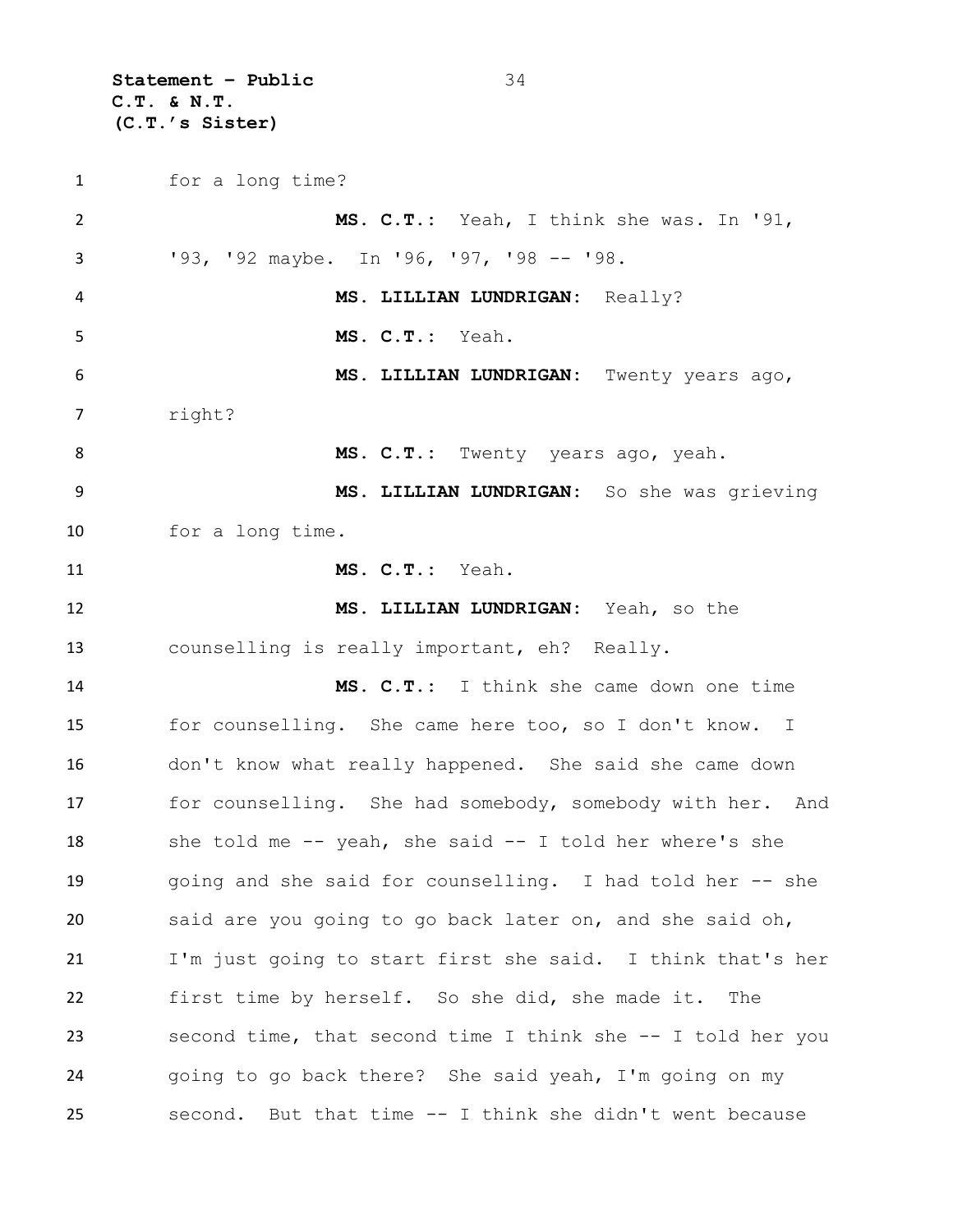for a long time?

**MS. C.T.**: Yeah, I think she was. In '91, '93, '92 maybe. In '96, '97, '98 -- '98.

**MS. LILLIAN LUNDRIGAN**: Really?

**MS. C.T.**: Yeah.

**MS. LILLIAN LUNDRIGAN**: Twenty years ago, right?

**MS. C.T.**: Twenty years ago, yeah.

**MS. LILLIAN LUNDRIGAN**: So she was grieving for a long time.

**MS. C.T.**: Yeah.

**MS. LILLIAN LUNDRIGAN**: Yeah, so the counselling is really important, eh? Really.

**MS. C.T.**: I think she came down one time for counselling. She came here too, so I don't know. I don't know what really happened. She said she came down for counselling. She had somebody, somebody with her. And she told me -- yeah, she said -- I told her where's she going and she said for counselling. I had told her -- she said are you going to go back later on, and she said oh, I'm just going to start first she said. I think that's her first time by herself. So she did, she made it. The second time, that second time I think she -- I told her you going to go back there? She said yeah, I'm going on my second. But that time -- I think she didn't went because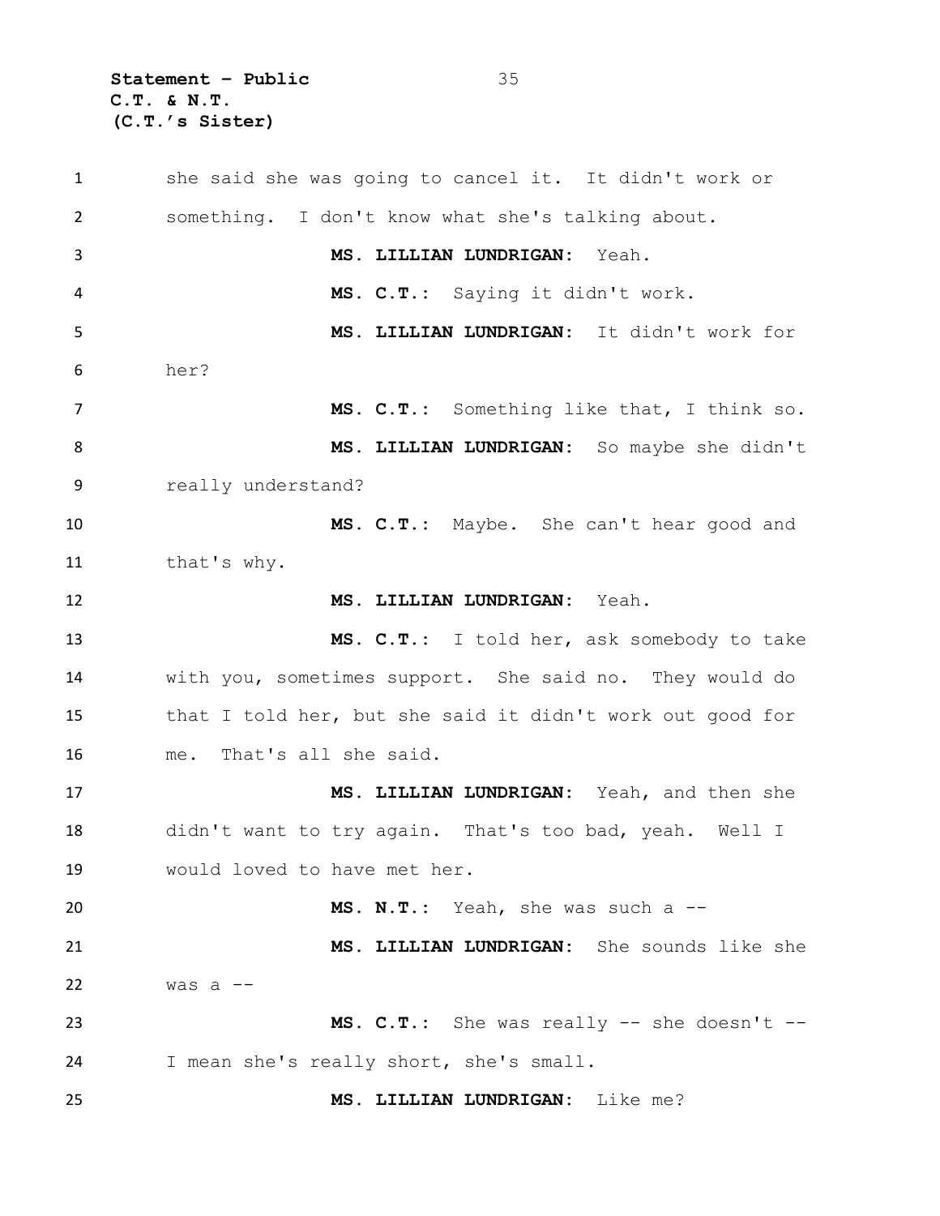she said she was going to cancel it. It didn't work or something. I don't know what she's talking about.

**MS. LILLIAN LUNDRIGAN:** Yeah.

**MS. C.T.:** Saying it didn't work.

**MS. LILLIAN LUNDRIGAN:** It didn't work for her?

**MS. C.T.:** Something like that, I think so.

**MS. LILLIAN LUNDRIGAN:** So maybe she didn't really understand?

**MS. C.T.:** Maybe. She can't hear good and that's why.

**MS. LILLIAN LUNDRIGAN:** Yeah.

**MS. C.T.:** I told her, ask somebody to take with you, sometimes support. She said no. They would do that I told her, but she said it didn't work out good for me. That's all she said.

**MS. LILLIAN LUNDRIGAN:** Yeah, and then she didn't want to try again. That's too bad, yeah. Well I would loved to have met her.

**MS. N.T.:** Yeah, she was such a --

**MS. LILLIAN LUNDRIGAN:** She sounds like she was a --

**MS. C.T.:** She was really -- she doesn't -- I mean she's really short, she's small.

**MS. LILLIAN LUNDRIGAN:** Like me?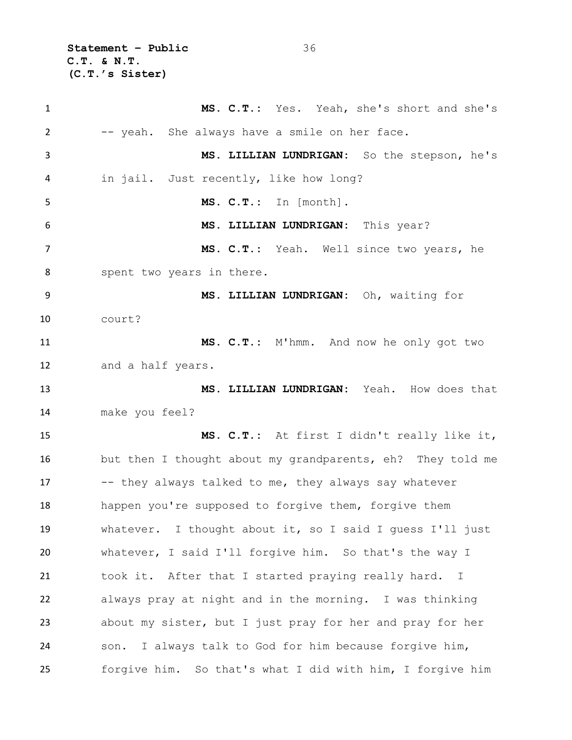**MS. C.T.:** Yes. Yeah, she's short and she's -- yeah. She always have a smile on her face.

**MS. LILLIAN LUNDRIGAN:** So the stepson, he's in jail. Just recently, like how long?

**MS. C.T.:** In [month].

**MS. LILLIAN LUNDRIGAN:** This year?

**MS. C.T.:** Yeah. Well since two years, he spent two years in there.

**MS. LILLIAN LUNDRIGAN:** Oh, waiting for court?

**MS. C.T.:** M'hmm. And now he only got two and a half years.

**MS. LILLIAN LUNDRIGAN:** Yeah. How does that make you feel?

**MS. C.T.:** At first I didn't really like it, but then I thought about my grandparents, eh? They told me -- they always talked to me, they always say whatever happen you're supposed to forgive them, forgive them whatever. I thought about it, so I said I guess I'll just whatever, I said I'll forgive him. So that's the way I took it. After that I started praying really hard. I always pray at night and in the morning. I was thinking about my sister, but I just pray for her and pray for her son. I always talk to God for him because forgive him, forgive him. So that's what I did with him, I forgive him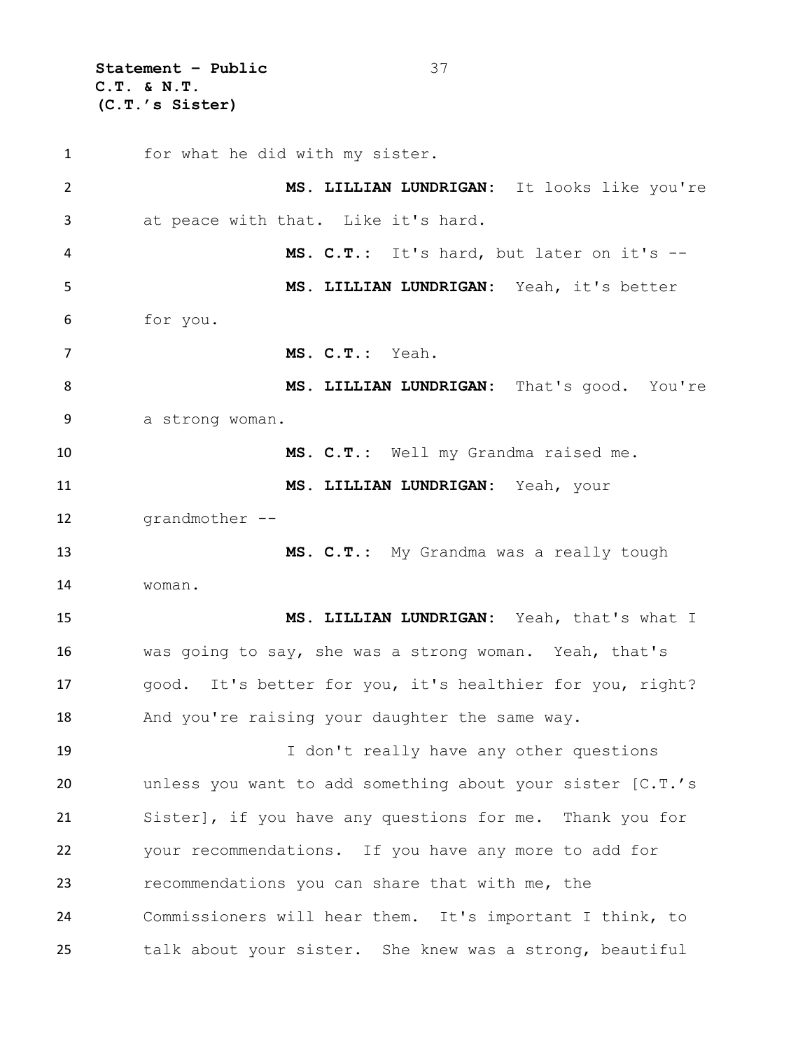for what he did with my sister.

**MS. LILLIAN LUNDRIGAN:** It looks like you're at peace with that. Like it's hard.

**MS. C.T.:** It's hard, but later on it's --

**MS. LILLIAN LUNDRIGAN:** Yeah, it's better for you.

**MS. C.T.:** Yeah.

**MS. LILLIAN LUNDRIGAN:** That's good. You're a strong woman.

**MS. C.T.:** Well my Grandma raised me.

**MS. LILLIAN LUNDRIGAN:** Yeah, your grandmother --

**MS. C.T.:** My Grandma was a really tough woman.

**MS. LILLIAN LUNDRIGAN:** Yeah, that's what I was going to say, she was a strong woman. Yeah, that's good. It's better for you, it's healthier for you, right? And you're raising your daughter the same way.

I don't really have any other questions unless you want to add something about your sister [C.T.'s Sister], if you have any questions for me. Thank you for your recommendations. If you have any more to add for recommendations you can share that with me, the Commissioners will hear them. It's important I think, to talk about your sister. She knew was a strong, beautiful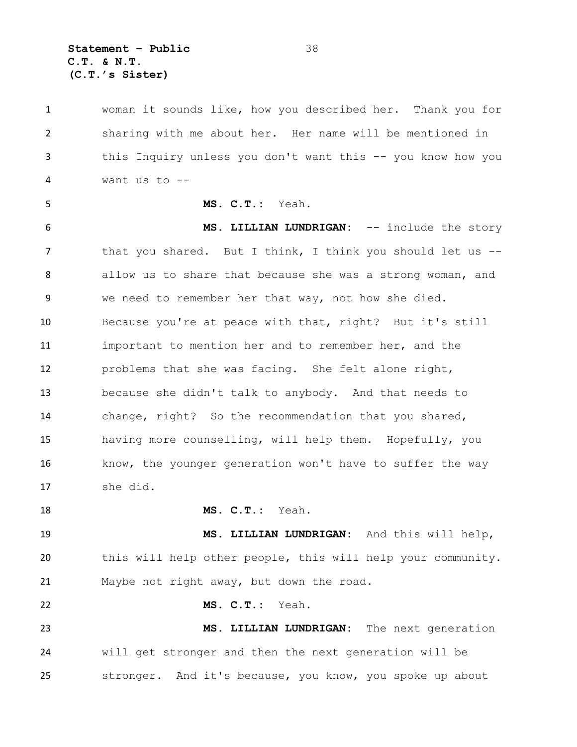woman it sounds like, how you described her. Thank you for sharing with me about her. Her name will be mentioned in this Inquiry unless you don't want this -- you know how you want us to --

**MS. C.T.**: Yeah.

**MS. LILLIAN LUNDRIGAN**: -- include the story that you shared. But I think, I think you should let us -- allow us to share that because she was a strong woman, and we need to remember her that way, not how she died. Because you're at peace with that, right? But it's still important to mention her and to remember her, and the problems that she was facing. She felt alone right, because she didn't talk to anybody. And that needs to change, right? So the recommendation that you shared, having more counselling, will help them. Hopefully, you know, the younger generation won't have to suffer the way she did.

**MS. C.T.**: Yeah.

**MS. LILLIAN LUNDRIGAN**: And this will help, this will help other people, this will help your community. Maybe not right away, but down the road.

**MS. C.T.**: Yeah.

**MS. LILLIAN LUNDRIGAN**: The next generation will get stronger and then the next generation will be stronger. And it's because, you know, you spoke up about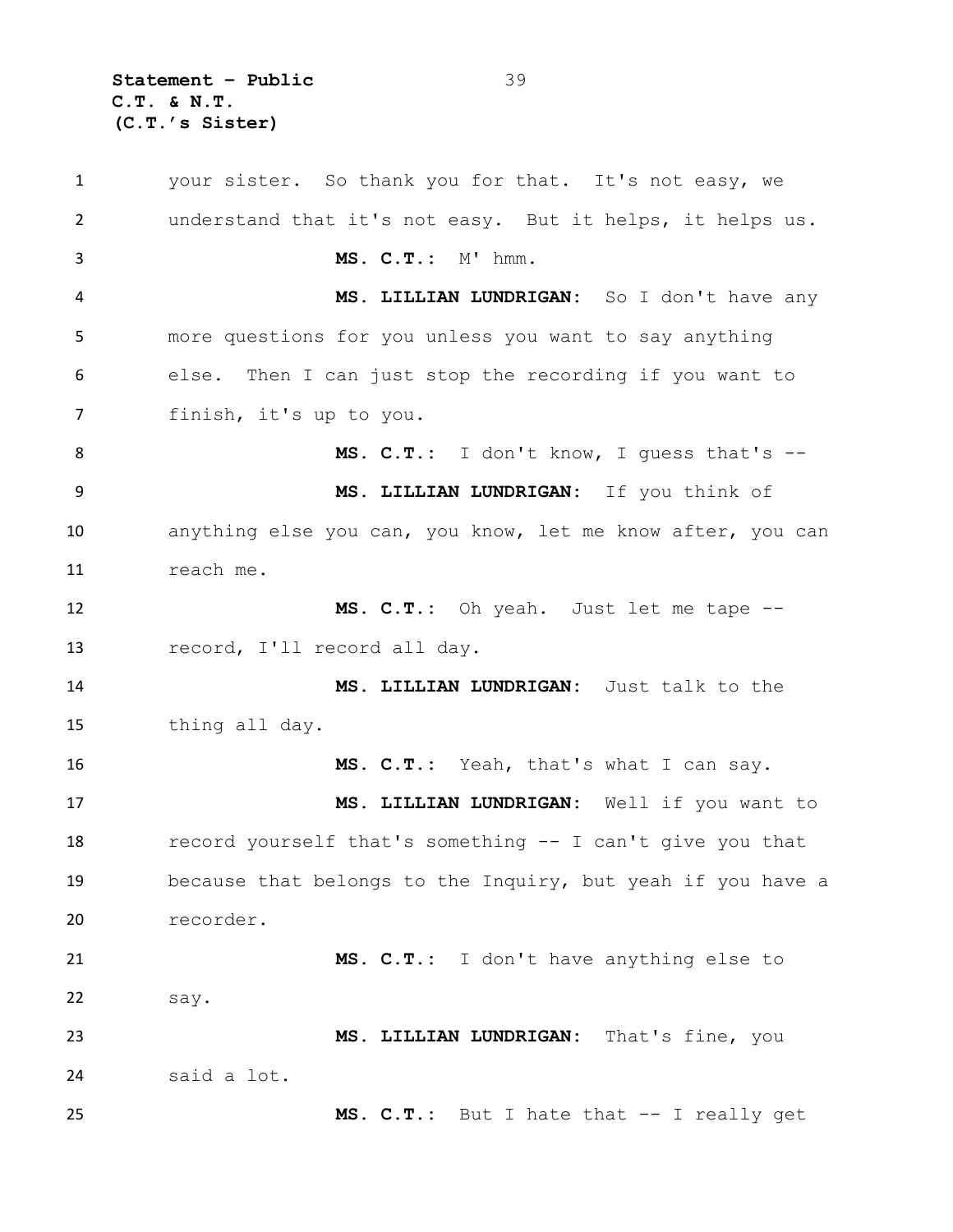your sister. So thank you for that. It's not easy, we understand that it's not easy. But it helps, it helps us.

**MS. C.T.:** M' hmm.

**MS. LILLIAN LUNDRIGAN:** So I don't have any more questions for you unless you want to say anything else. Then I can just stop the recording if you want to finish, it's up to you.

**MS. C.T.:** I don't know, I guess that's --

**MS. LILLIAN LUNDRIGAN:** If you think of anything else you can, you know, let me know after, you can reach me.

**MS. C.T.:** Oh yeah. Just let me tape -- record, I'll record all day.

**MS. LILLIAN LUNDRIGAN:** Just talk to the thing all day.

**MS. C.T.:** Yeah, that's what I can say.

**MS. LILLIAN LUNDRIGAN:** Well if you want to record yourself that's something -- I can't give you that because that belongs to the Inquiry, but yeah if you have a recorder.

**MS. C.T.:** I don't have anything else to say.

**MS. LILLIAN LUNDRIGAN:** That's fine, you said a lot.

**MS. C.T.:** But I hate that -- I really get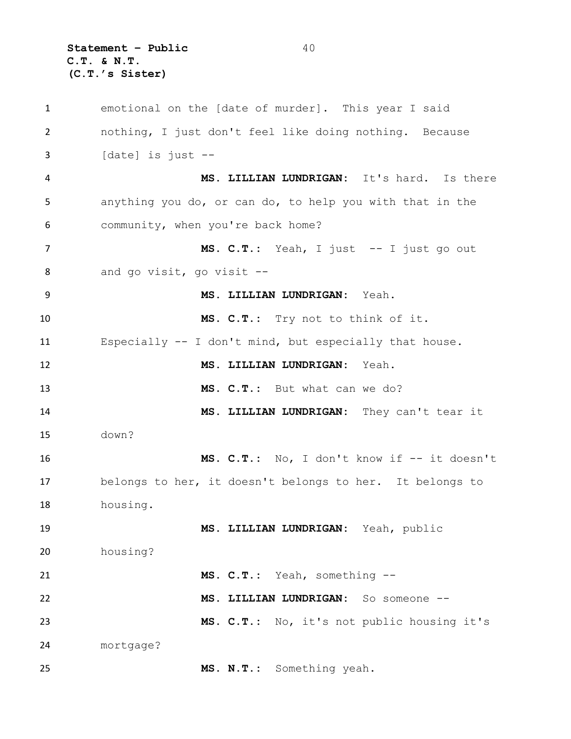emotional on the [date of murder]. This year I said nothing, I just don't feel like doing nothing. Because [date] is just --

**MS. LILLIAN LUNDRIGAN:** It's hard. Is there anything you do, or can do, to help you with that in the community, when you're back home?

**MS. C.T.:** Yeah, I just -- I just go out and go visit, go visit --

**MS. LILLIAN LUNDRIGAN:** Yeah.

**MS. C.T.:** Try not to think of it. Especially -- I don't mind, but especially that house.

**MS. LILLIAN LUNDRIGAN:** Yeah.

**MS. C.T.:** But what can we do?

**MS. LILLIAN LUNDRIGAN:** They can't tear it down?

**MS. C.T.:** No, I don't know if -- it doesn't belongs to her, it doesn't belongs to her. It belongs to housing.

**MS. LILLIAN LUNDRIGAN:** Yeah, public housing?

**MS. C.T.:** Yeah, something --

**MS. LILLIAN LUNDRIGAN:** So someone --

**MS. C.T.:** No, it's not public housing it's mortgage?

**MS. N.T.:** Something yeah.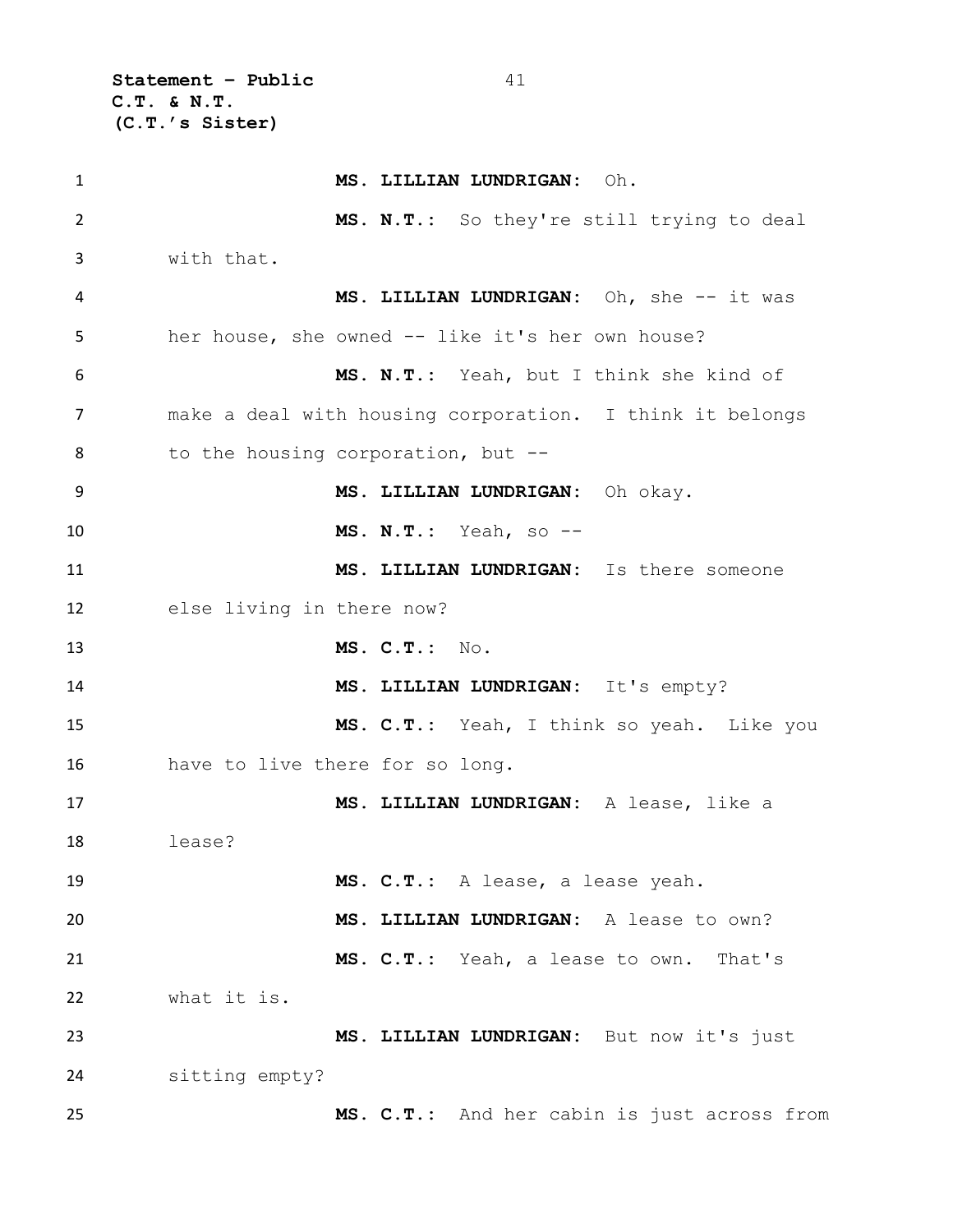**MS. LILLIAN LUNDRIGAN:** Oh.

**MS. N.T.:** So they're still trying to deal with that.

**MS. LILLIAN LUNDRIGAN:** Oh, she -- it was her house, she owned -- like it's her own house?

**MS. N.T.:** Yeah, but I think she kind of make a deal with housing corporation. I think it belongs to the housing corporation, but --

**MS. LILLIAN LUNDRIGAN:** Oh okay.

**MS. N.T.:** Yeah, so --

**MS. LILLIAN LUNDRIGAN:** Is there someone else living in there now?

**MS. C.T.:** No.

**MS. LILLIAN LUNDRIGAN:** It's empty?

**MS. C.T.:** Yeah, I think so yeah. Like you have to live there for so long.

**MS. LILLIAN LUNDRIGAN:** A lease, like a lease?

**MS. C.T.:** A lease, a lease yeah.

**MS. LILLIAN LUNDRIGAN:** A lease to own?

**MS. C.T.:** Yeah, a lease to own. That's what it is.

**MS. LILLIAN LUNDRIGAN:** But now it's just sitting empty?

**MS. C.T.:** And her cabin is just across from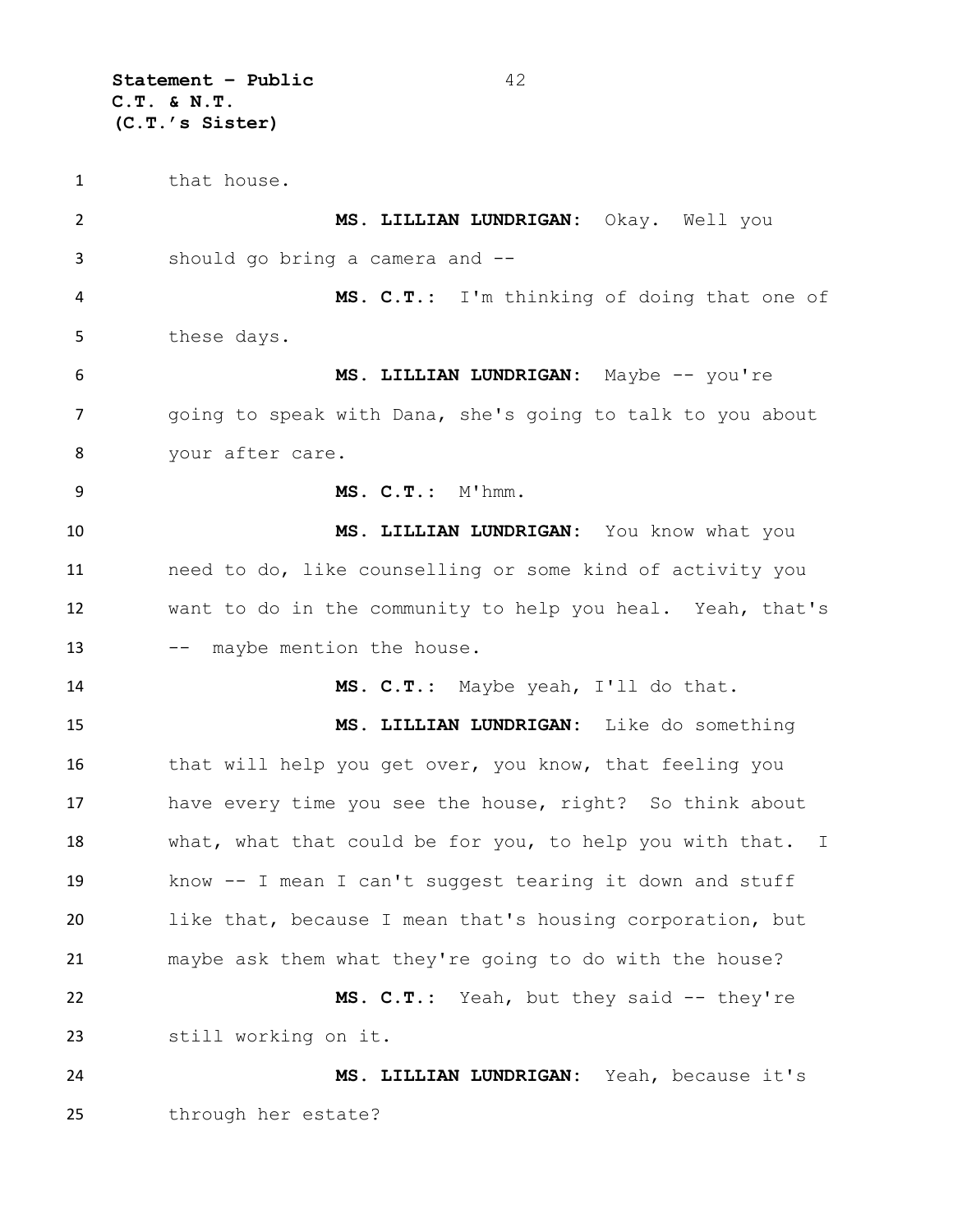that house.

**MS. LILLIAN LUNDRIGAN:** Okay. Well you should go bring a camera and --

**MS. C.T.:** I'm thinking of doing that one of these days.

**MS. LILLIAN LUNDRIGAN:** Maybe -- you're going to speak with Dana, she's going to talk to you about your after care.

**MS. C.T.:** M'hmm.

**MS. LILLIAN LUNDRIGAN:** You know what you need to do, like counselling or some kind of activity you want to do in the community to help you heal. Yeah, that's -- maybe mention the house.

**MS. C.T.:** Maybe yeah, I'll do that.

**MS. LILLIAN LUNDRIGAN:** Like do something that will help you get over, you know, that feeling you have every time you see the house, right? So think about what, what that could be for you, to help you with that. I know -- I mean I can't suggest tearing it down and stuff like that, because I mean that's housing corporation, but maybe ask them what they're going to do with the house?

**MS. C.T.:** Yeah, but they said -- they're still working on it.

**MS. LILLIAN LUNDRIGAN:** Yeah, because it's through her estate?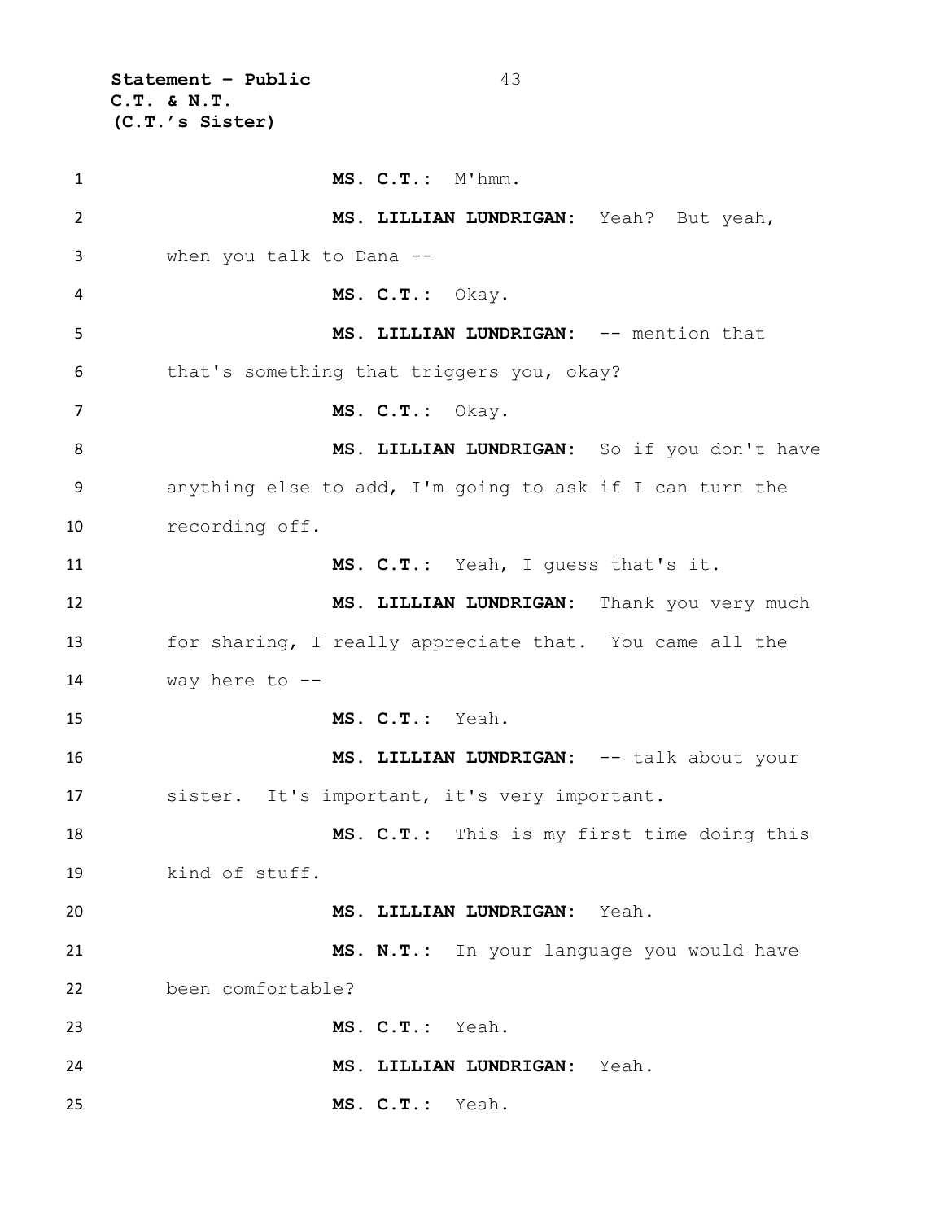**MS. C.T.:** M'hmm.

**MS. LILLIAN LUNDRIGAN:** Yeah? But yeah, when you talk to Dana --

**MS. C.T.:** Okay.

**MS. LILLIAN LUNDRIGAN:** -- mention that that's something that triggers you, okay?

**MS. C.T.:** Okay.

**MS. LILLIAN LUNDRIGAN:** So if you don't have anything else to add, I'm going to ask if I can turn the recording off.

**MS. C.T.:** Yeah, I guess that's it.

**MS. LILLIAN LUNDRIGAN:** Thank you very much for sharing, I really appreciate that. You came all the way here to --

**MS. C.T.:** Yeah.

**MS. LILLIAN LUNDRIGAN:** -- talk about your sister. It's important, it's very important.

**MS. C.T.:** This is my first time doing this kind of stuff.

**MS. LILLIAN LUNDRIGAN:** Yeah.

**MS. N.T.:** In your language you would have been comfortable?

**MS. C.T.:** Yeah.

**MS. LILLIAN LUNDRIGAN:** Yeah.

**MS. C.T.:** Yeah.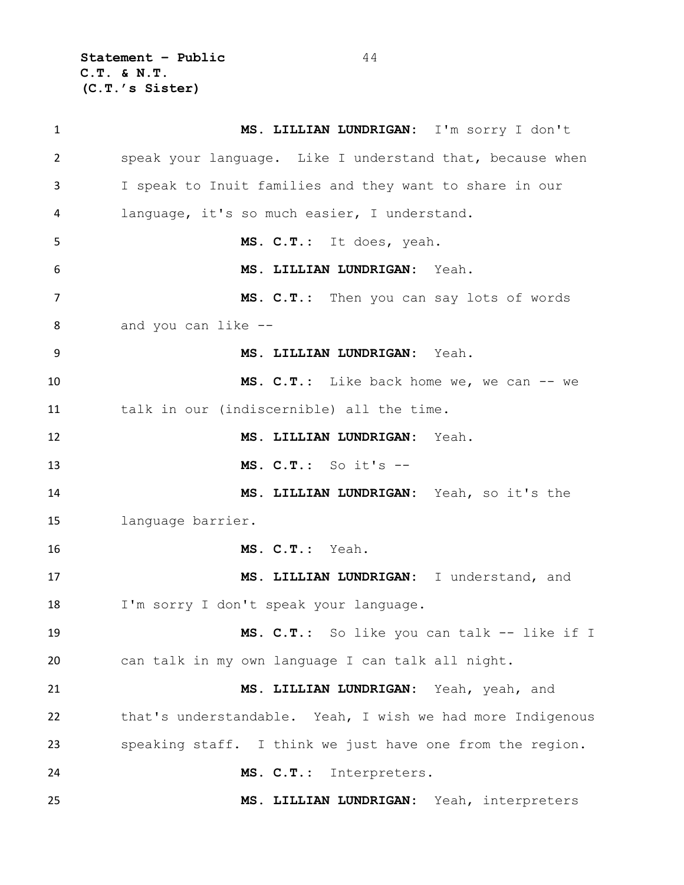**MS. LILLIAN LUNDRIGAN:** I'm sorry I don't speak your language. Like I understand that, because when I speak to Inuit families and they want to share in our language, it's so much easier, I understand.

**MS. C.T.:** It does, yeah.

**MS. LILLIAN LUNDRIGAN:** Yeah.

**MS. C.T.:** Then you can say lots of words and you can like --

**MS. LILLIAN LUNDRIGAN:** Yeah.

**MS. C.T.:** Like back home we, we can -- we talk in our (indiscernible) all the time.

**MS. LILLIAN LUNDRIGAN:** Yeah.

**MS. C.T.:** So it's --

**MS. LILLIAN LUNDRIGAN:** Yeah, so it's the language barrier.

**MS. C.T.:** Yeah.

**MS. LILLIAN LUNDRIGAN:** I understand, and I'm sorry I don't speak your language.

**MS. C.T.:** So like you can talk -- like if I can talk in my own language I can talk all night.

**MS. LILLIAN LUNDRIGAN:** Yeah, yeah, and that's understandable. Yeah, I wish we had more Indigenous speaking staff. I think we just have one from the region.

**MS. C.T.:** Interpreters.

**MS. LILLIAN LUNDRIGAN:** Yeah, interpreters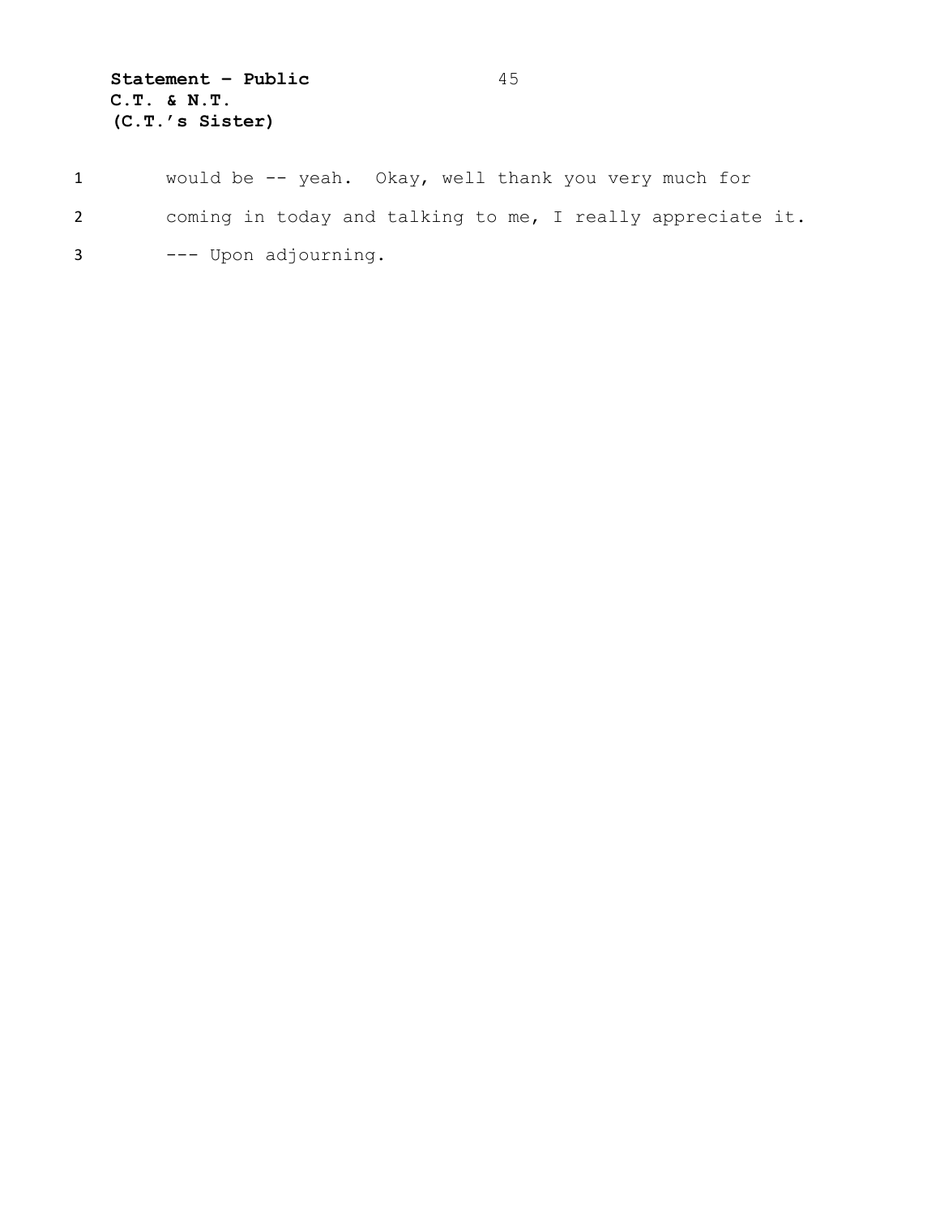would be -- yeah. Okay, well thank you very much for coming in today and talking to me, I really appreciate it.

--- Upon adjourning.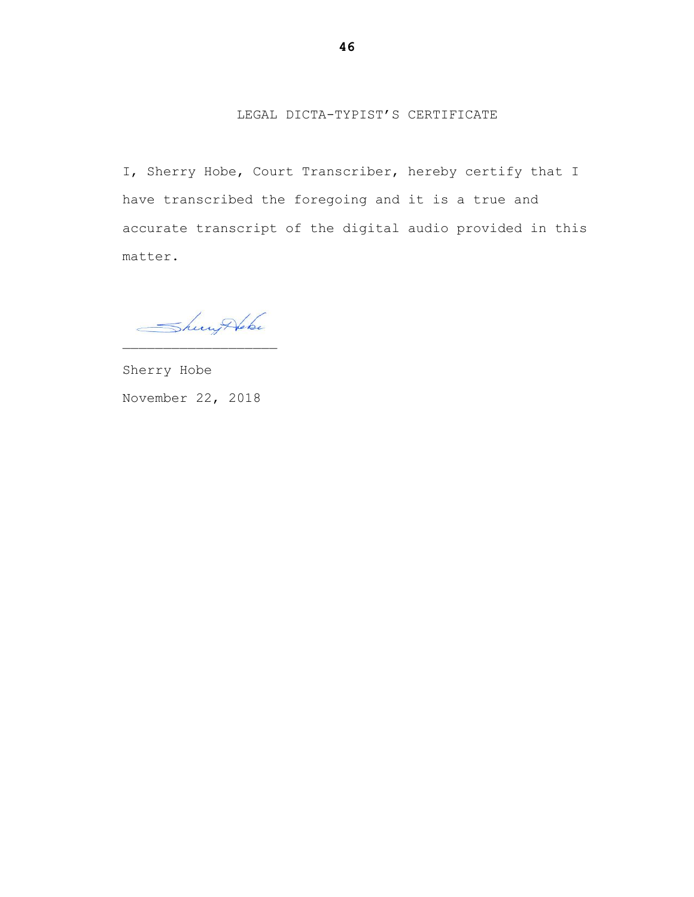LEGAL DICTA-TYPIST'S CERTIFICATE

I, Sherry Hobe, Court Transcriber, hereby certify that I have transcribed the foregoing and it is a true and accurate transcript of the digital audio provided in this matter.

___________________

Sherry Hobe

November 22, 2018